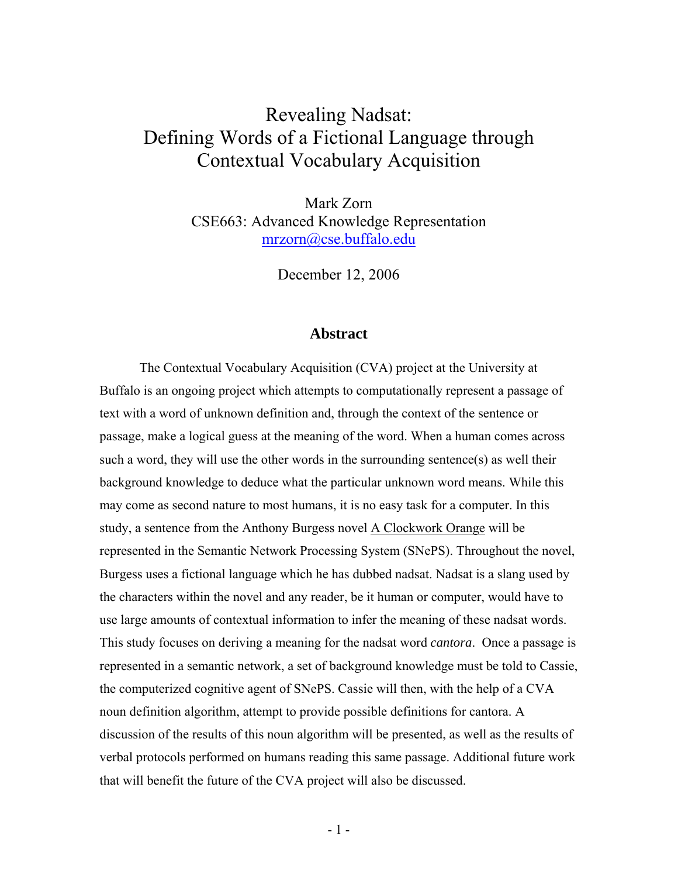# Revealing Nadsat: Defining Words of a Fictional Language through Contextual Vocabulary Acquisition

Mark Zorn
CSE663: Advanced Knowledge Representation
mrzorn@cse.buffalo.edu

December 12, 2006

## Abstract

The Contextual Vocabulary Acquisition (CVA) project at the University at Buffalo is an ongoing project which attempts to computationally represent a passage of text with a word of unknown definition and, through the context of the sentence or passage, make a logical guess at the meaning of the word. When a human comes across such a word, they will use the other words in the surrounding sentence(s) as well their background knowledge to deduce what the particular unknown word means. While this may come as second nature to most humans, it is no easy task for a computer. In this study, a sentence from the Anthony Burgess novel A Clockwork Orange will be represented in the Semantic Network Processing System (SNePS). Throughout the novel, Burgess uses a fictional language which he has dubbed nadsat. Nadsat is a slang used by the characters within the novel and any reader, be it human or computer, would have to use large amounts of contextual information to infer the meaning of these nadsat words. This study focuses on deriving a meaning for the nadsat word *cantora*. Once a passage is represented in a semantic network, a set of background knowledge must be told to Cassie, the computerized cognitive agent of SNePS. Cassie will then, with the help of a CVA noun definition algorithm, attempt to provide possible definitions for cantora. A discussion of the results of this noun algorithm will be presented, as well as the results of verbal protocols performed on humans reading this same passage. Additional future work that will benefit the future of the CVA project will also be discussed.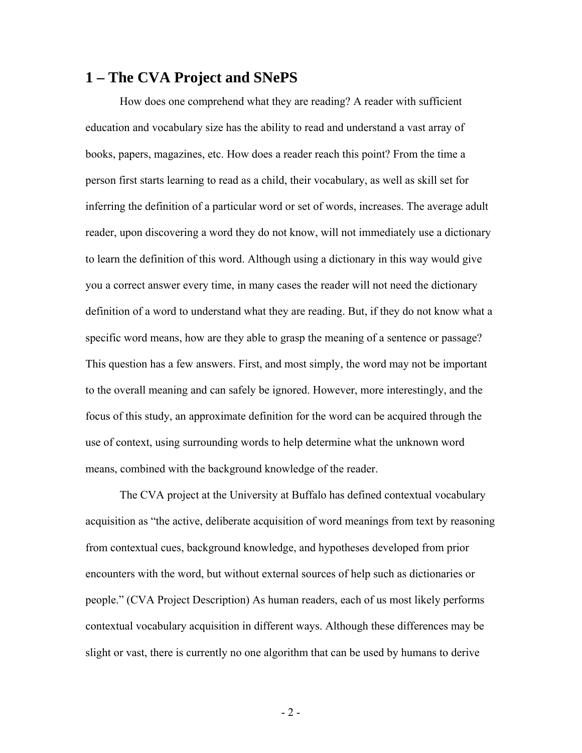## 1 – The CVA Project and SNePS

How does one comprehend what they are reading? A reader with sufficient education and vocabulary size has the ability to read and understand a vast array of books, papers, magazines, etc. How does a reader reach this point? From the time a person first starts learning to read as a child, their vocabulary, as well as skill set for inferring the definition of a particular word or set of words, increases. The average adult reader, upon discovering a word they do not know, will not immediately use a dictionary to learn the definition of this word. Although using a dictionary in this way would give you a correct answer every time, in many cases the reader will not need the dictionary definition of a word to understand what they are reading. But, if they do not know what a specific word means, how are they able to grasp the meaning of a sentence or passage? This question has a few answers. First, and most simply, the word may not be important to the overall meaning and can safely be ignored. However, more interestingly, and the focus of this study, an approximate definition for the word can be acquired through the use of context, using surrounding words to help determine what the unknown word means, combined with the background knowledge of the reader.

The CVA project at the University at Buffalo has defined contextual vocabulary acquisition as "the active, deliberate acquisition of word meanings from text by reasoning from contextual cues, background knowledge, and hypotheses developed from prior encounters with the word, but without external sources of help such as dictionaries or people." (CVA Project Description) As human readers, each of us most likely performs contextual vocabulary acquisition in different ways. Although these differences may be slight or vast, there is currently no one algorithm that can be used by humans to derive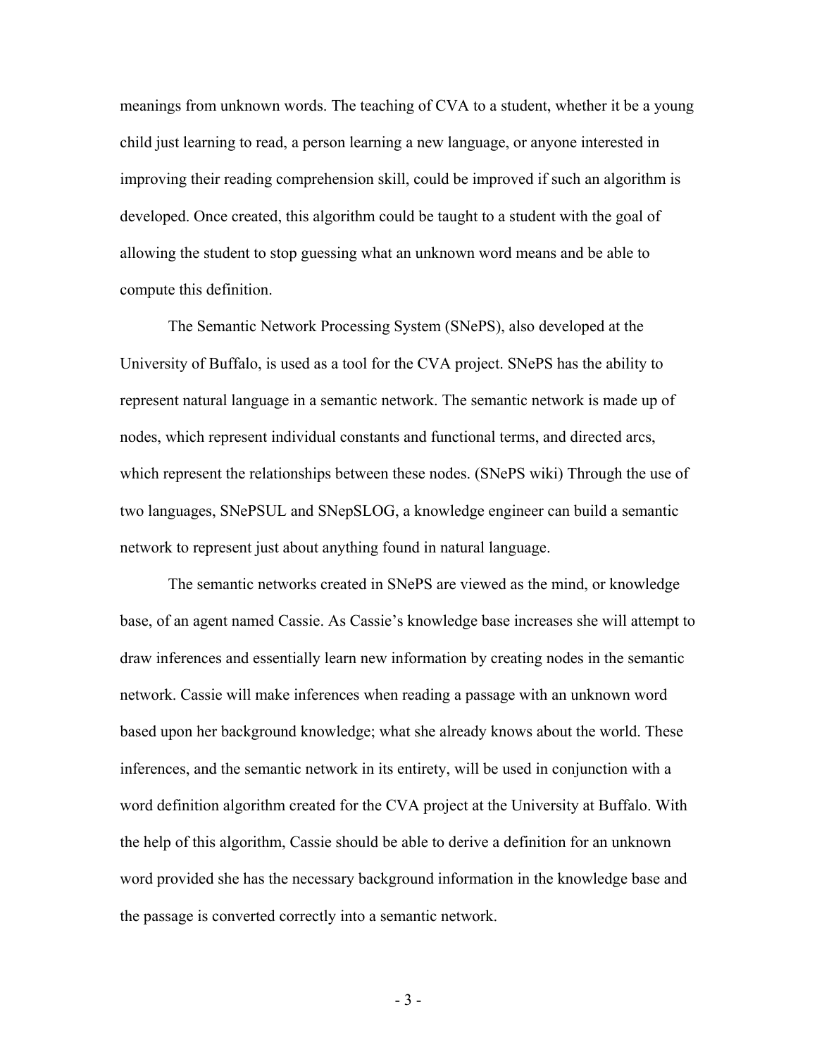meanings from unknown words. The teaching of CVA to a student, whether it be a young child just learning to read, a person learning a new language, or anyone interested in improving their reading comprehension skill, could be improved if such an algorithm is developed. Once created, this algorithm could be taught to a student with the goal of allowing the student to stop guessing what an unknown word means and be able to compute this definition.

The Semantic Network Processing System (SNePS), also developed at the University of Buffalo, is used as a tool for the CVA project. SNePS has the ability to represent natural language in a semantic network. The semantic network is made up of nodes, which represent individual constants and functional terms, and directed arcs, which represent the relationships between these nodes. (SNePS wiki) Through the use of two languages, SNePSUL and SNepSLOG, a knowledge engineer can build a semantic network to represent just about anything found in natural language.

The semantic networks created in SNePS are viewed as the mind, or knowledge base, of an agent named Cassie. As Cassie's knowledge base increases she will attempt to draw inferences and essentially learn new information by creating nodes in the semantic network. Cassie will make inferences when reading a passage with an unknown word based upon her background knowledge; what she already knows about the world. These inferences, and the semantic network in its entirety, will be used in conjunction with a word definition algorithm created for the CVA project at the University at Buffalo. With the help of this algorithm, Cassie should be able to derive a definition for an unknown word provided she has the necessary background information in the knowledge base and the passage is converted correctly into a semantic network.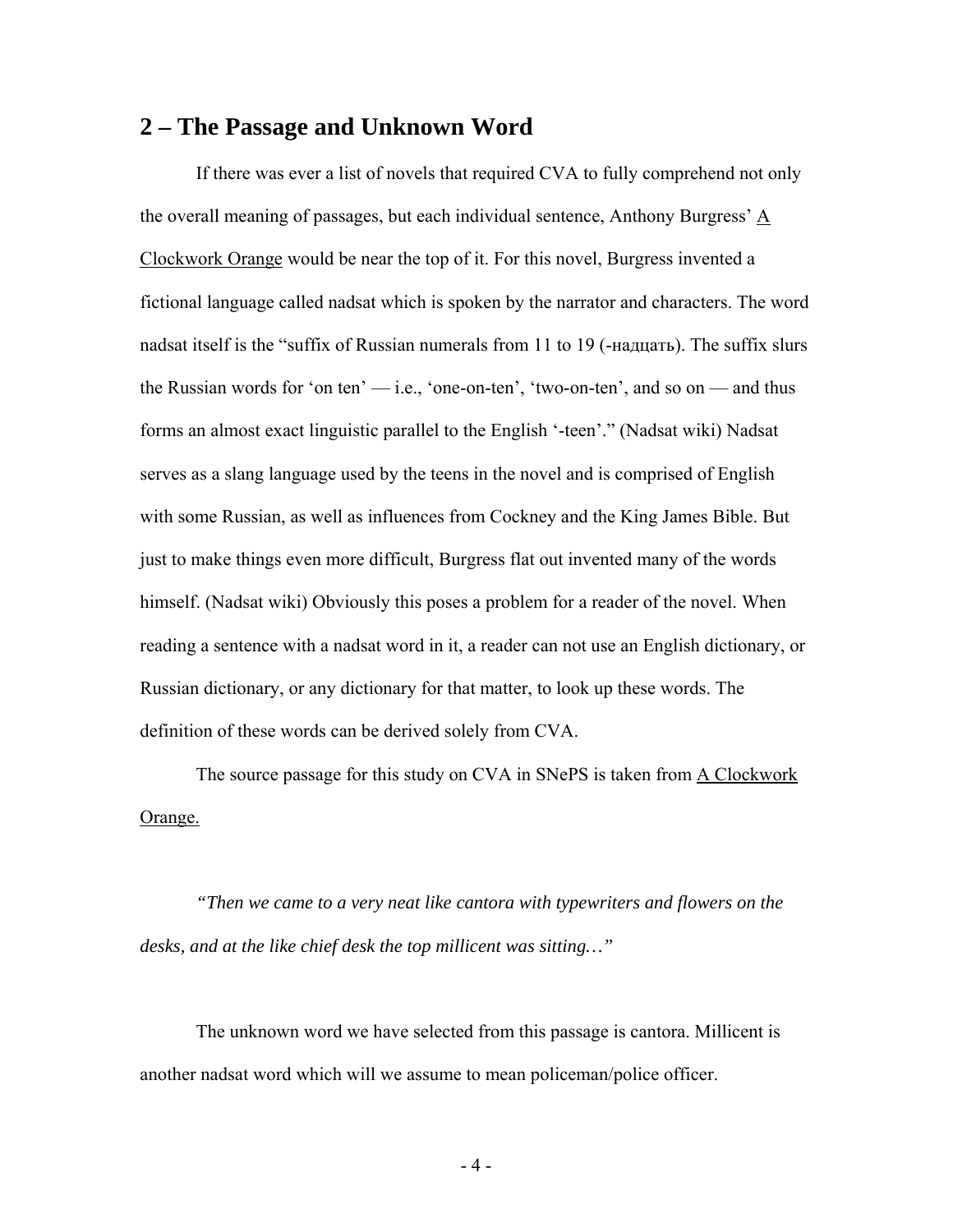## 2 – The Passage and Unknown Word

If there was ever a list of novels that required CVA to fully comprehend not only the overall meaning of passages, but each individual sentence, Anthony Burgress' A Clockwork Orange would be near the top of it. For this novel, Burgress invented a fictional language called nadsat which is spoken by the narrator and characters. The word nadsat itself is the "suffix of Russian numerals from 11 to 19 (-надцать). The suffix slurs the Russian words for 'on ten' — i.e., 'one-on-ten', 'two-on-ten', and so on — and thus forms an almost exact linguistic parallel to the English '-teen'." (Nadsat wiki) Nadsat serves as a slang language used by the teens in the novel and is comprised of English with some Russian, as well as influences from Cockney and the King James Bible. But just to make things even more difficult, Burgress flat out invented many of the words himself. (Nadsat wiki) Obviously this poses a problem for a reader of the novel. When reading a sentence with a nadsat word in it, a reader can not use an English dictionary, or Russian dictionary, or any dictionary for that matter, to look up these words. The definition of these words can be derived solely from CVA.

The source passage for this study on CVA in SNePS is taken from A Clockwork Orange.

*"Then we came to a very neat like cantora with typewriters and flowers on the desks, and at the like chief desk the top millicent was sitting…"*

The unknown word we have selected from this passage is cantora. Millicent is another nadsat word which will we assume to mean policeman/police officer.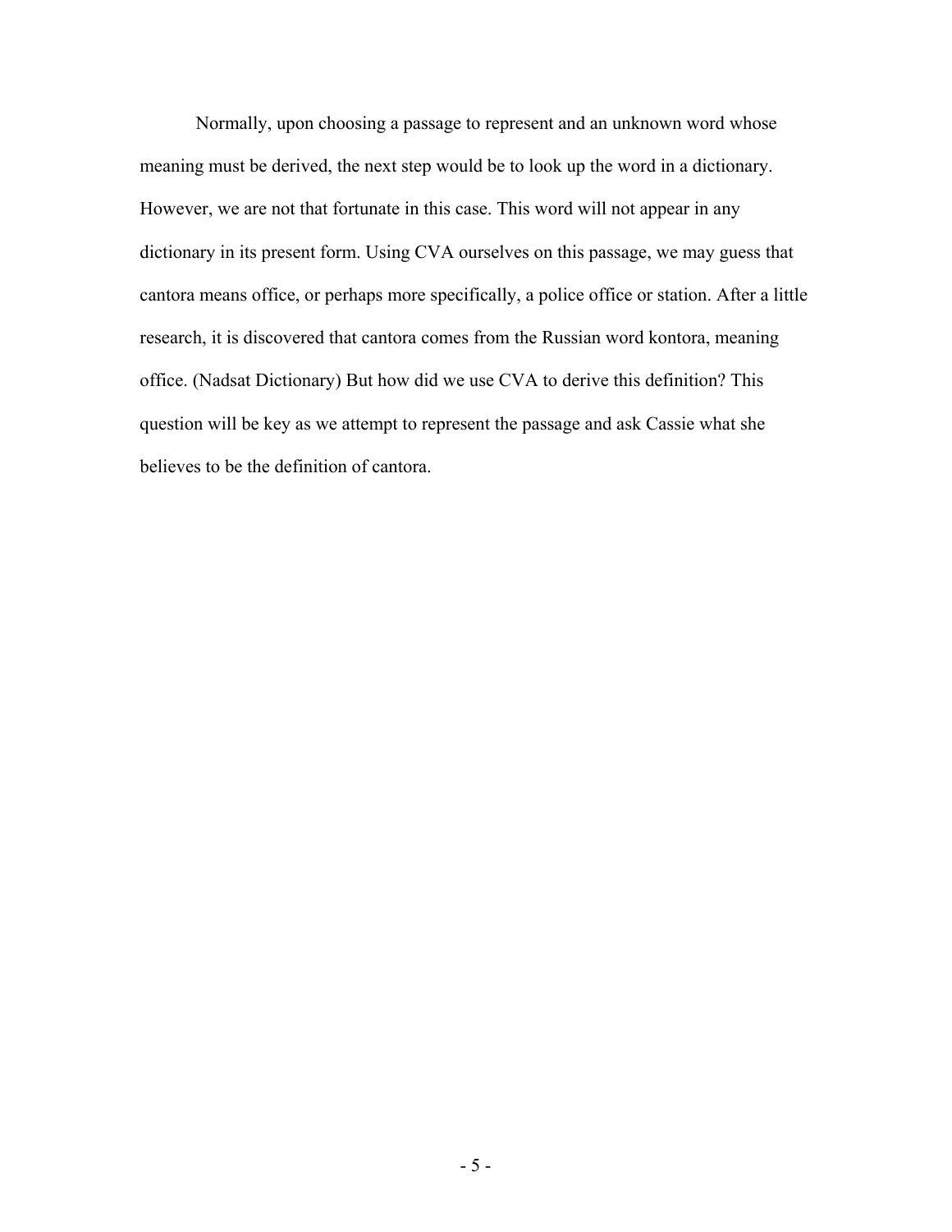Normally, upon choosing a passage to represent and an unknown word whose meaning must be derived, the next step would be to look up the word in a dictionary. However, we are not that fortunate in this case. This word will not appear in any dictionary in its present form. Using CVA ourselves on this passage, we may guess that cantora means office, or perhaps more specifically, a police office or station. After a little research, it is discovered that cantora comes from the Russian word kontora, meaning office. (Nadsat Dictionary) But how did we use CVA to derive this definition? This question will be key as we attempt to represent the passage and ask Cassie what she believes to be the definition of cantora.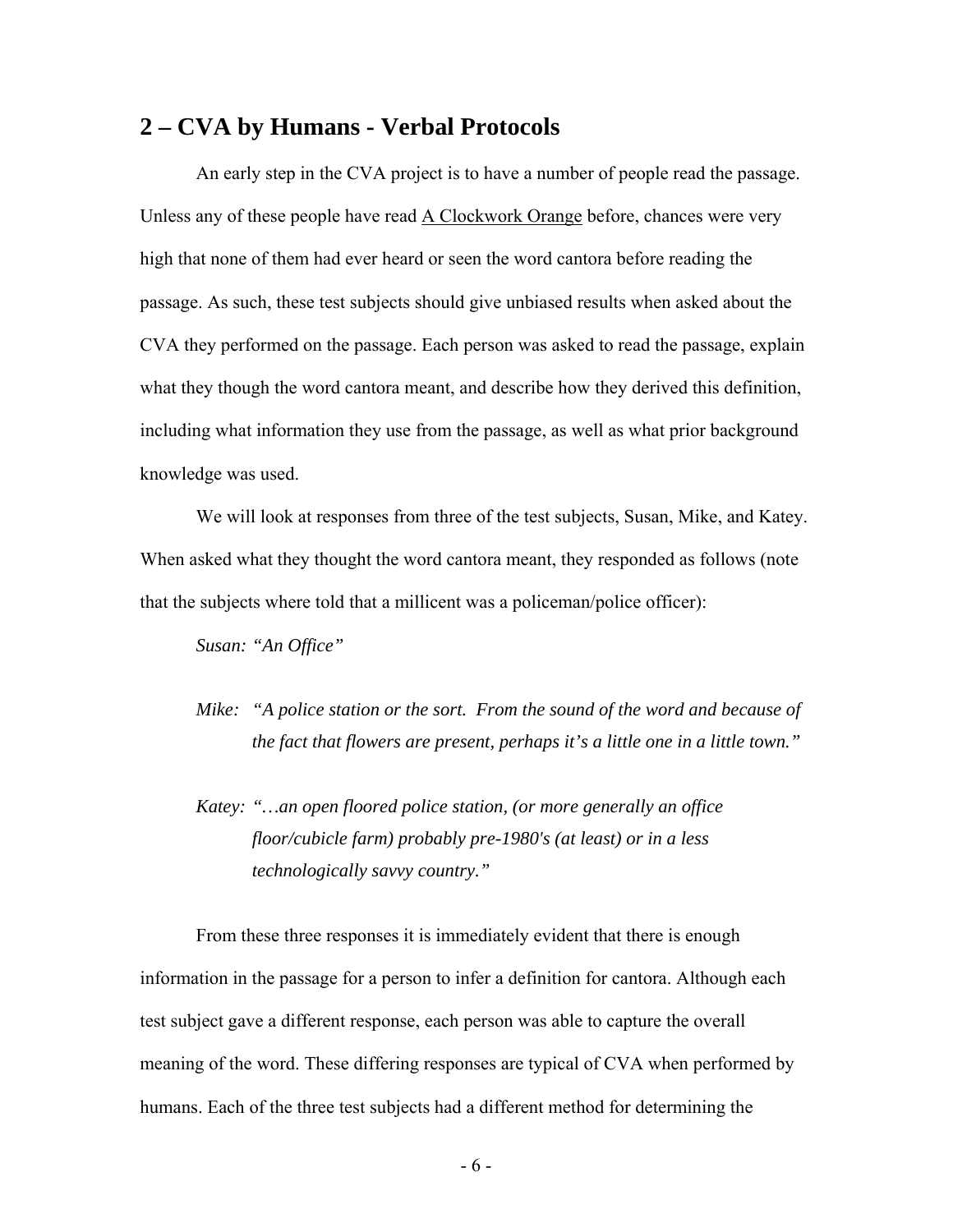## 2 – CVA by Humans - Verbal Protocols

An early step in the CVA project is to have a number of people read the passage. Unless any of these people have read A Clockwork Orange before, chances were very high that none of them had ever heard or seen the word cantora before reading the passage. As such, these test subjects should give unbiased results when asked about the CVA they performed on the passage. Each person was asked to read the passage, explain what they though the word cantora meant, and describe how they derived this definition, including what information they use from the passage, as well as what prior background knowledge was used.

We will look at responses from three of the test subjects, Susan, Mike, and Katey. When asked what they thought the word cantora meant, they responded as follows (note that the subjects where told that a millicent was a policeman/police officer):

*Susan: "An Office"*

*Mike: "A police station or the sort. From the sound of the word and because of the fact that flowers are present, perhaps it's a little one in a little town."*

*Katey: "…an open floored police station, (or more generally an office floor/cubicle farm) probably pre-1980's (at least) or in a less technologically savvy country."*

From these three responses it is immediately evident that there is enough information in the passage for a person to infer a definition for cantora. Although each test subject gave a different response, each person was able to capture the overall meaning of the word. These differing responses are typical of CVA when performed by humans. Each of the three test subjects had a different method for determining the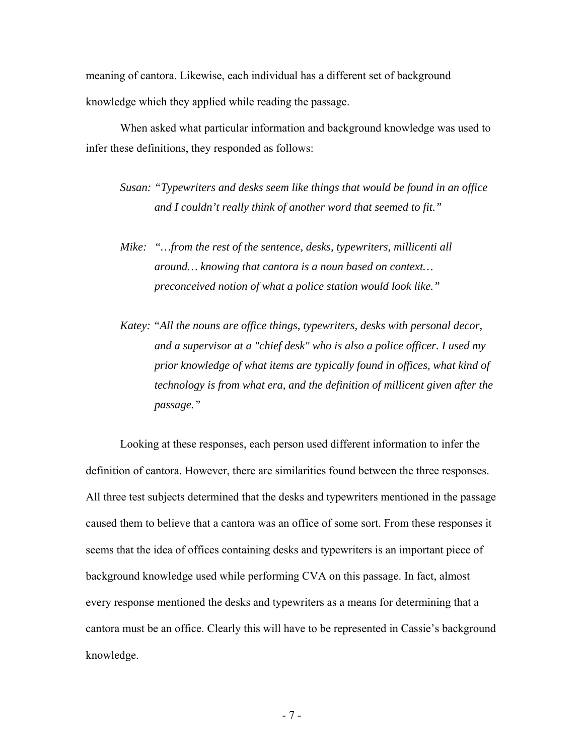meaning of cantora. Likewise, each individual has a different set of background knowledge which they applied while reading the passage.

When asked what particular information and background knowledge was used to infer these definitions, they responded as follows:

> *Susan: "Typewriters and desks seem like things that would be found in an office and I couldn't really think of another word that seemed to fit."*

> *Mike: "…from the rest of the sentence, desks, typewriters, millicenti all around… knowing that cantora is a noun based on context… preconceived notion of what a police station would look like."*

> *Katey: "All the nouns are office things, typewriters, desks with personal decor, and a supervisor at a "chief desk" who is also a police officer. I used my prior knowledge of what items are typically found in offices, what kind of technology is from what era, and the definition of millicent given after the passage."*

Looking at these responses, each person used different information to infer the definition of cantora. However, there are similarities found between the three responses. All three test subjects determined that the desks and typewriters mentioned in the passage caused them to believe that a cantora was an office of some sort. From these responses it seems that the idea of offices containing desks and typewriters is an important piece of background knowledge used while performing CVA on this passage. In fact, almost every response mentioned the desks and typewriters as a means for determining that a cantora must be an office. Clearly this will have to be represented in Cassie's background knowledge.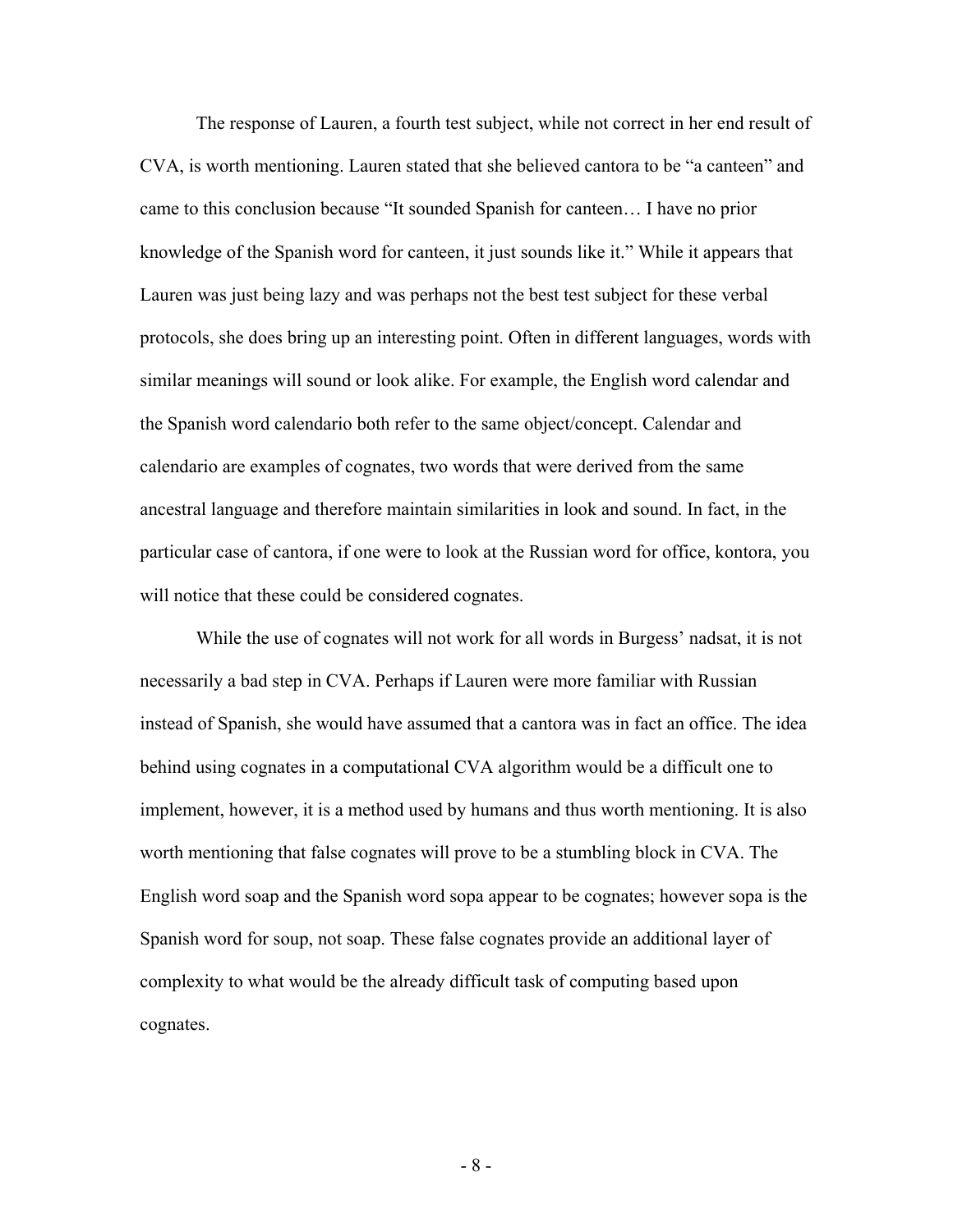The response of Lauren, a fourth test subject, while not correct in her end result of CVA, is worth mentioning. Lauren stated that she believed cantora to be "a canteen" and came to this conclusion because "It sounded Spanish for canteen… I have no prior knowledge of the Spanish word for canteen, it just sounds like it." While it appears that Lauren was just being lazy and was perhaps not the best test subject for these verbal protocols, she does bring up an interesting point. Often in different languages, words with similar meanings will sound or look alike. For example, the English word calendar and the Spanish word calendario both refer to the same object/concept. Calendar and calendario are examples of cognates, two words that were derived from the same ancestral language and therefore maintain similarities in look and sound. In fact, in the particular case of cantora, if one were to look at the Russian word for office, kontora, you will notice that these could be considered cognates.

While the use of cognates will not work for all words in Burgess' nadsat, it is not necessarily a bad step in CVA. Perhaps if Lauren were more familiar with Russian instead of Spanish, she would have assumed that a cantora was in fact an office. The idea behind using cognates in a computational CVA algorithm would be a difficult one to implement, however, it is a method used by humans and thus worth mentioning. It is also worth mentioning that false cognates will prove to be a stumbling block in CVA. The English word soap and the Spanish word sopa appear to be cognates; however sopa is the Spanish word for soup, not soap. These false cognates provide an additional layer of complexity to what would be the already difficult task of computing based upon cognates.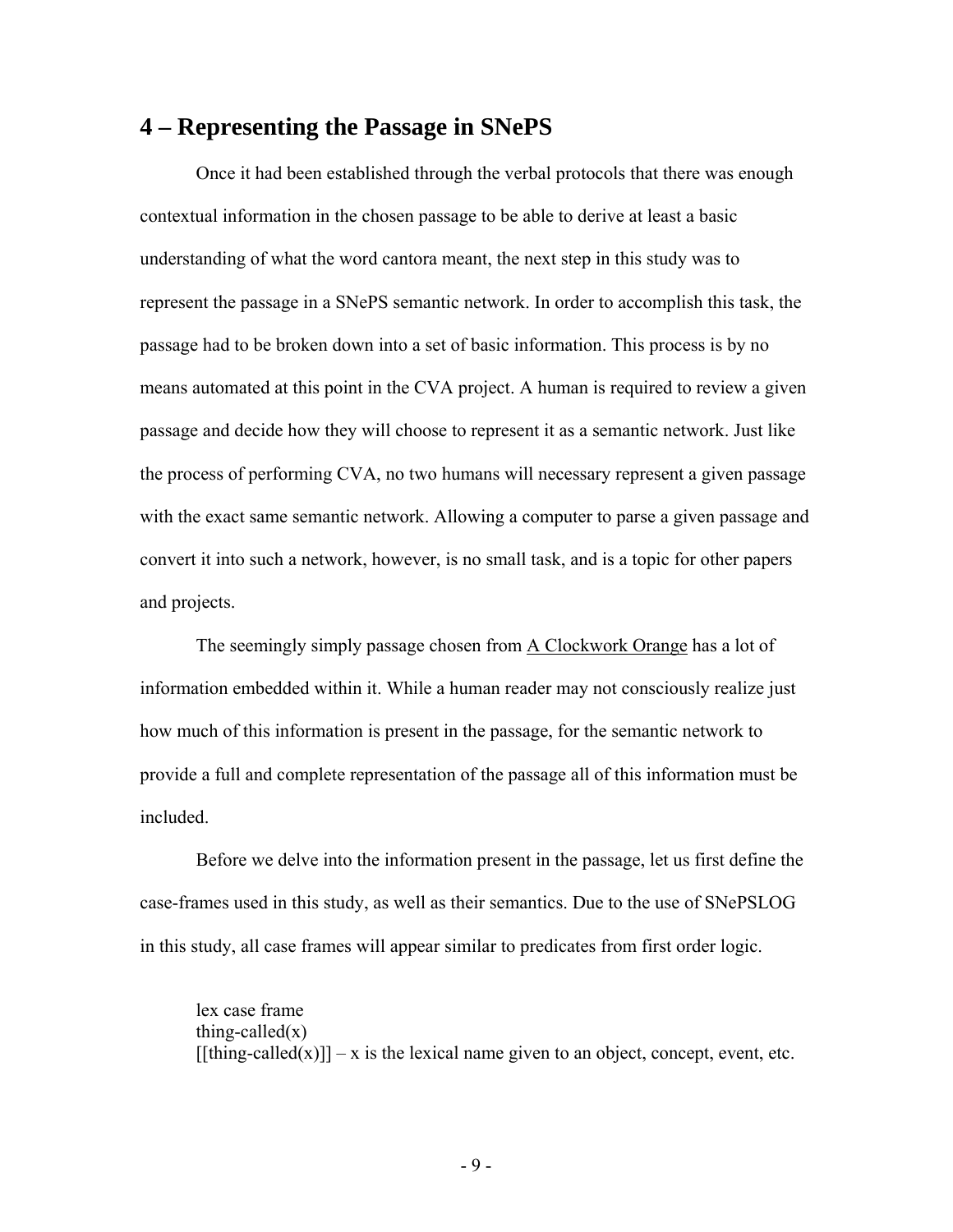## 4 – Representing the Passage in SNePS

Once it had been established through the verbal protocols that there was enough contextual information in the chosen passage to be able to derive at least a basic understanding of what the word cantora meant, the next step in this study was to represent the passage in a SNePS semantic network. In order to accomplish this task, the passage had to be broken down into a set of basic information. This process is by no means automated at this point in the CVA project. A human is required to review a given passage and decide how they will choose to represent it as a semantic network. Just like the process of performing CVA, no two humans will necessary represent a given passage with the exact same semantic network. Allowing a computer to parse a given passage and convert it into such a network, however, is no small task, and is a topic for other papers and projects.

The seemingly simply passage chosen from <u>A Clockwork Orange</u> has a lot of information embedded within it. While a human reader may not consciously realize just how much of this information is present in the passage, for the semantic network to provide a full and complete representation of the passage all of this information must be included.

Before we delve into the information present in the passage, let us first define the case-frames used in this study, as well as their semantics. Due to the use of SNePSLOG in this study, all case frames will appear similar to predicates from first order logic.

lex case frame  
thing-called(x)  
[[thing-called(x)]] – x is the lexical name given to an object, concept, event, etc.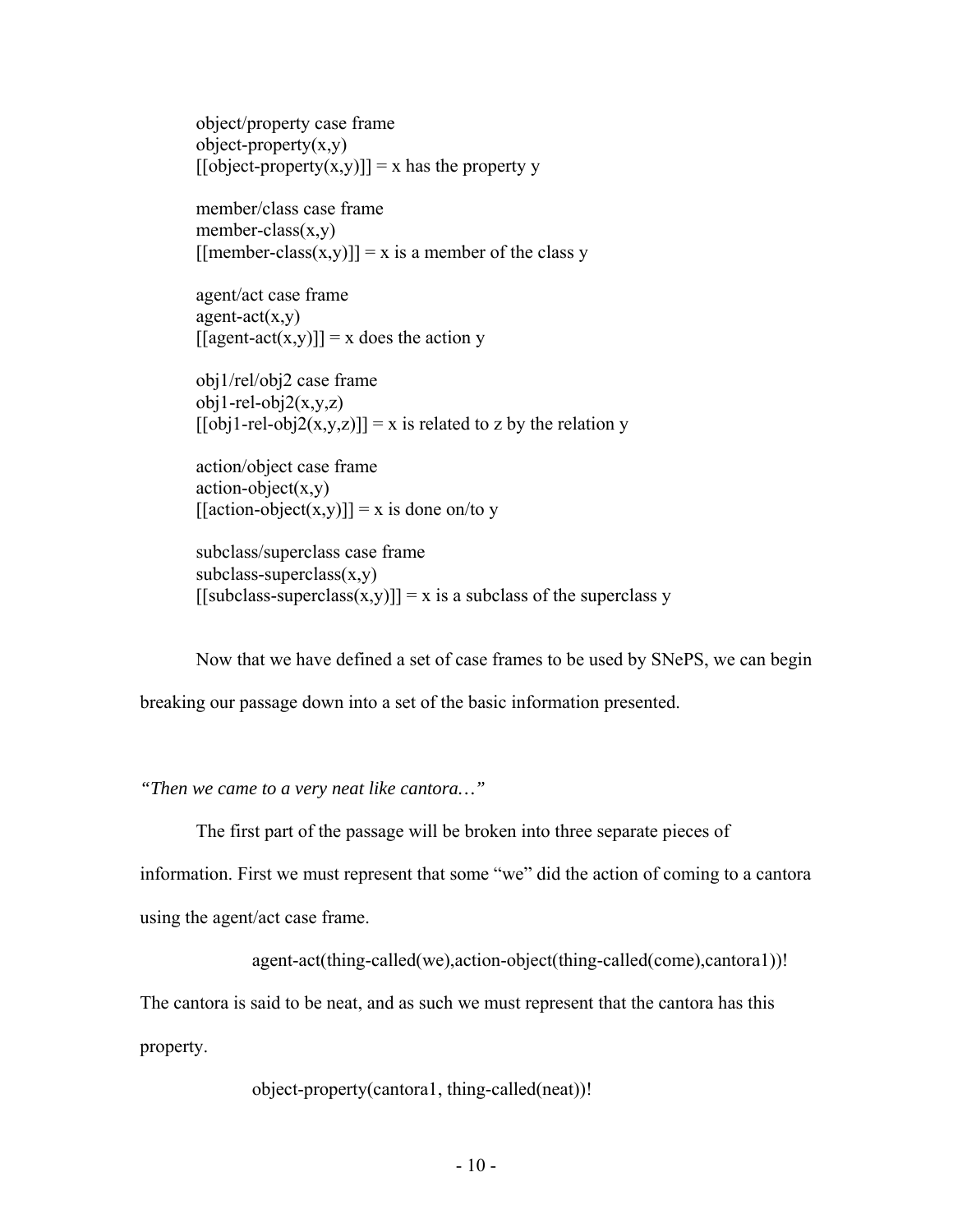object/property case frame
object-property(x,y)
[[object-property(x,y)]] = x has the property y

member/class case frame
member-class(x,y)
[[member-class(x,y)]] = x is a member of the class y

agent/act case frame
agent-act(x,y)
[[agent-act(x,y)]] = x does the action y

obj1/rel/obj2 case frame
obj1-rel-obj2(x,y,z)
[[obj1-rel-obj2(x,y,z)]] = x is related to z by the relation y

action/object case frame
action-object(x,y)
[[action-object(x,y)]] = x is done on/to y

subclass/superclass case frame
subclass-superclass(x,y)
[[subclass-superclass(x,y)]] = x is a subclass of the superclass y

Now that we have defined a set of case frames to be used by SNePS, we can begin breaking our passage down into a set of the basic information presented.

*"Then we came to a very neat like cantora…"*

The first part of the passage will be broken into three separate pieces of information. First we must represent that some "we" did the action of coming to a cantora using the agent/act case frame.

agent-act(thing-called(we),action-object(thing-called(come),cantora1))!

The cantora is said to be neat, and as such we must represent that the cantora has this property.

object-property(cantora1, thing-called(neat))!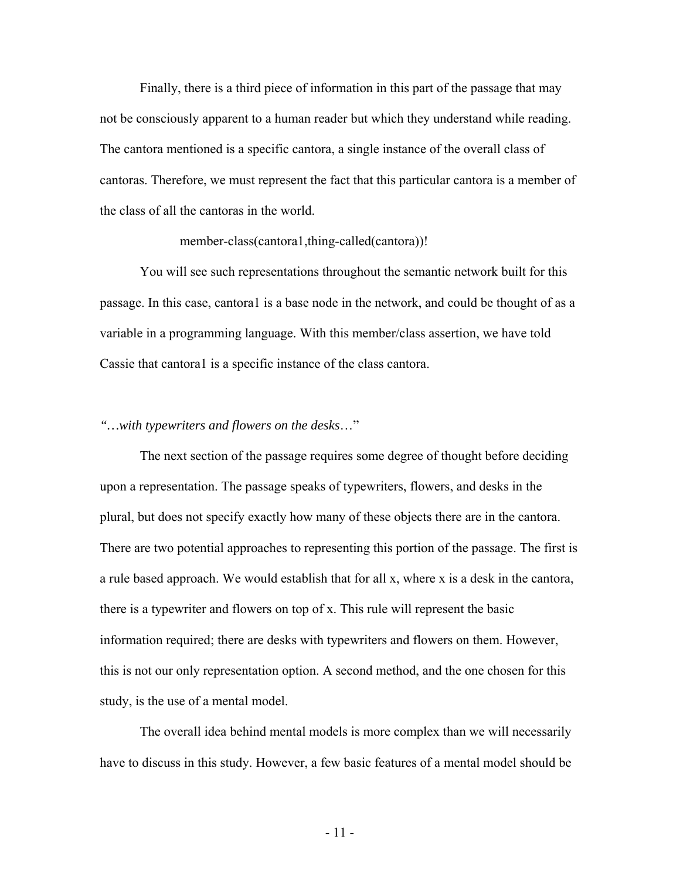Finally, there is a third piece of information in this part of the passage that may not be consciously apparent to a human reader but which they understand while reading. The cantora mentioned is a specific cantora, a single instance of the overall class of cantoras. Therefore, we must represent the fact that this particular cantora is a member of the class of all the cantoras in the world.

```
member-class(cantora1,thing-called(cantora))!
```

You will see such representations throughout the semantic network built for this passage. In this case, cantora1 is a base node in the network, and could be thought of as a variable in a programming language. With this member/class assertion, we have told Cassie that cantora1 is a specific instance of the class cantora.

*"…with typewriters and flowers on the desks*…"

The next section of the passage requires some degree of thought before deciding upon a representation. The passage speaks of typewriters, flowers, and desks in the plural, but does not specify exactly how many of these objects there are in the cantora. There are two potential approaches to representing this portion of the passage. The first is a rule based approach. We would establish that for all x, where x is a desk in the cantora, there is a typewriter and flowers on top of x. This rule will represent the basic information required; there are desks with typewriters and flowers on them. However, this is not our only representation option. A second method, and the one chosen for this study, is the use of a mental model.

The overall idea behind mental models is more complex than we will necessarily have to discuss in this study. However, a few basic features of a mental model should be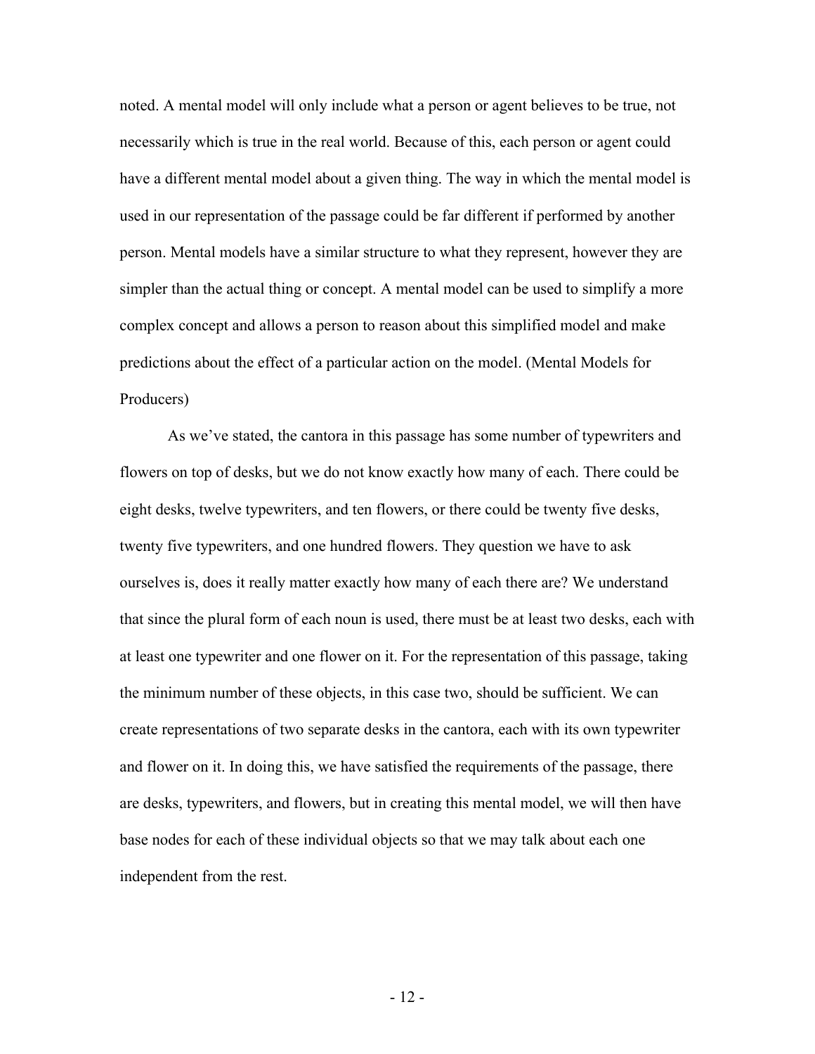noted. A mental model will only include what a person or agent believes to be true, not necessarily which is true in the real world. Because of this, each person or agent could have a different mental model about a given thing. The way in which the mental model is used in our representation of the passage could be far different if performed by another person. Mental models have a similar structure to what they represent, however they are simpler than the actual thing or concept. A mental model can be used to simplify a more complex concept and allows a person to reason about this simplified model and make predictions about the effect of a particular action on the model. (Mental Models for Producers)

As we've stated, the cantora in this passage has some number of typewriters and flowers on top of desks, but we do not know exactly how many of each. There could be eight desks, twelve typewriters, and ten flowers, or there could be twenty five desks, twenty five typewriters, and one hundred flowers. They question we have to ask ourselves is, does it really matter exactly how many of each there are? We understand that since the plural form of each noun is used, there must be at least two desks, each with at least one typewriter and one flower on it. For the representation of this passage, taking the minimum number of these objects, in this case two, should be sufficient. We can create representations of two separate desks in the cantora, each with its own typewriter and flower on it. In doing this, we have satisfied the requirements of the passage, there are desks, typewriters, and flowers, but in creating this mental model, we will then have base nodes for each of these individual objects so that we may talk about each one independent from the rest.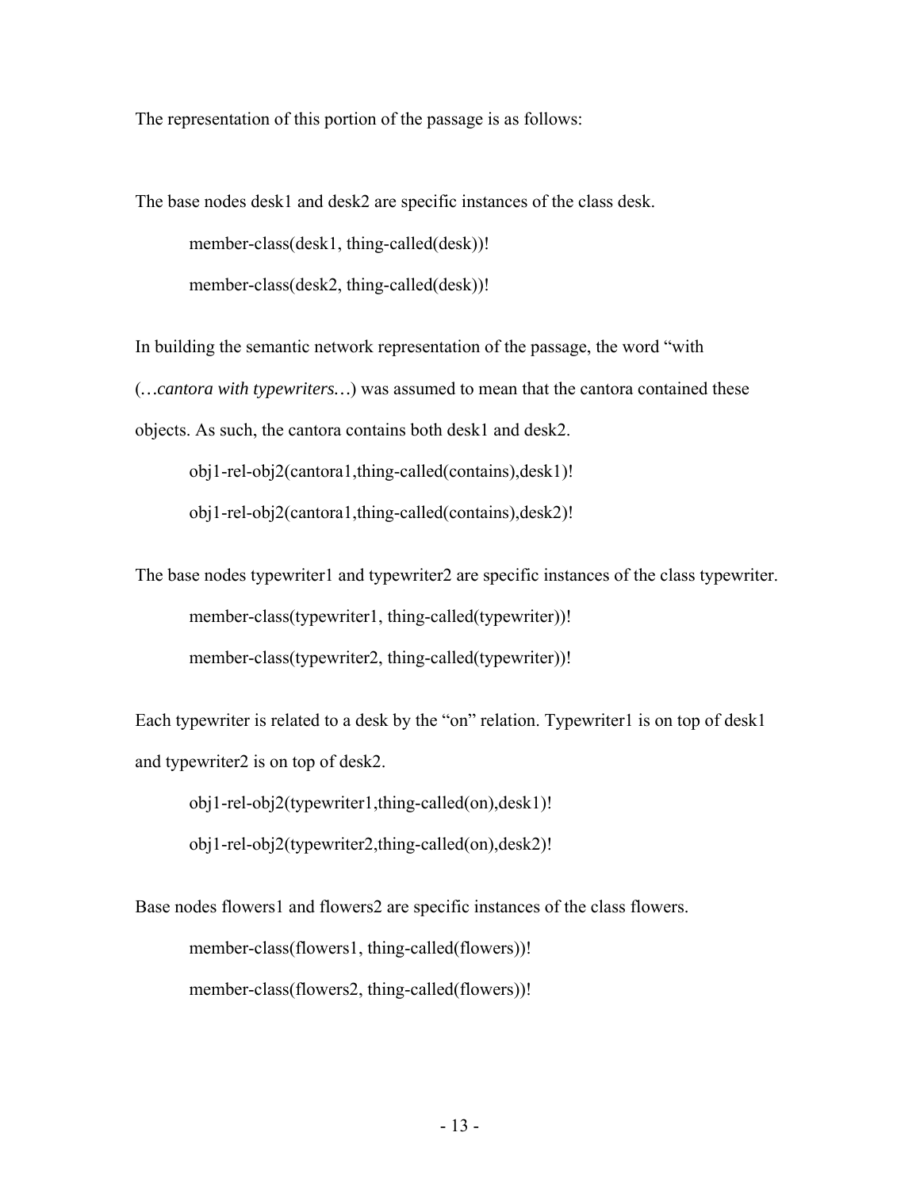The representation of this portion of the passage is as follows:

The base nodes desk1 and desk2 are specific instances of the class desk.

```
member-class(desk1, thing-called(desk))!
member-class(desk2, thing-called(desk))!
```

In building the semantic network representation of the passage, the word "with (…*cantora with typewriters…*) was assumed to mean that the cantora contained these objects. As such, the cantora contains both desk1 and desk2.

```
obj1-rel-obj2(cantora1,thing-called(contains),desk1)!
obj1-rel-obj2(cantora1,thing-called(contains),desk2)!
```

The base nodes typewriter1 and typewriter2 are specific instances of the class typewriter.

```
member-class(typewriter1, thing-called(typewriter))!
member-class(typewriter2, thing-called(typewriter))!
```

Each typewriter is related to a desk by the "on" relation. Typewriter1 is on top of desk1 and typewriter2 is on top of desk2.

```
obj1-rel-obj2(typewriter1,thing-called(on),desk1)!
obj1-rel-obj2(typewriter2,thing-called(on),desk2)!
```

Base nodes flowers1 and flowers2 are specific instances of the class flowers.

```
member-class(flowers1, thing-called(flowers))!
member-class(flowers2, thing-called(flowers))!
```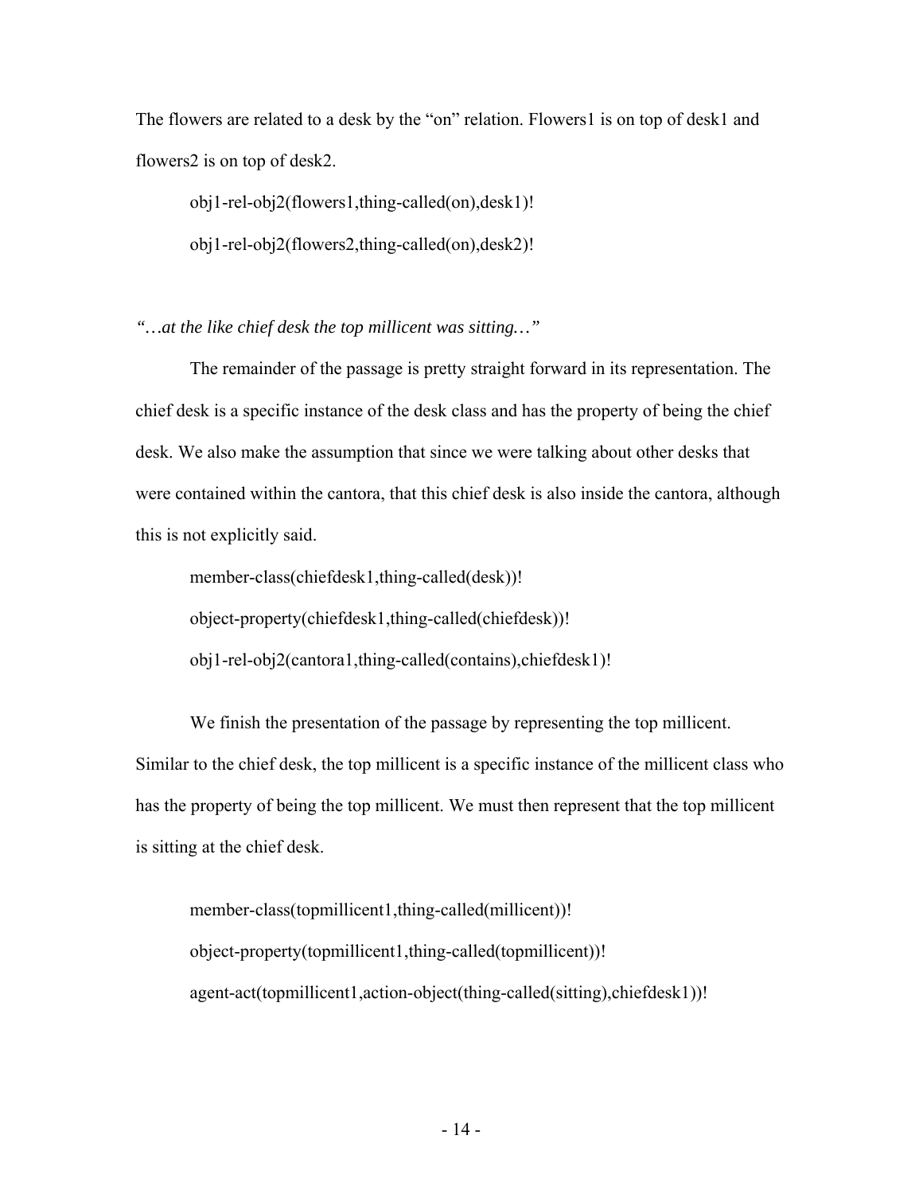The flowers are related to a desk by the "on" relation. Flowers1 is on top of desk1 and flowers2 is on top of desk2.

```
obj1-rel-obj2(flowers1,thing-called(on),desk1)!
obj1-rel-obj2(flowers2,thing-called(on),desk2)!
```

*"…at the like chief desk the top millicent was sitting…"*

The remainder of the passage is pretty straight forward in its representation. The chief desk is a specific instance of the desk class and has the property of being the chief desk. We also make the assumption that since we were talking about other desks that were contained within the cantora, that this chief desk is also inside the cantora, although this is not explicitly said.

```
member-class(chiefdesk1,thing-called(desk))!
object-property(chiefdesk1,thing-called(chiefdesk))!
obj1-rel-obj2(cantora1,thing-called(contains),chiefdesk1)!
```

We finish the presentation of the passage by representing the top millicent. Similar to the chief desk, the top millicent is a specific instance of the millicent class who has the property of being the top millicent. We must then represent that the top millicent is sitting at the chief desk.

```
member-class(topmillicent1,thing-called(millicent))!
object-property(topmillicent1,thing-called(topmillicent))!
agent-act(topmillicent1,action-object(thing-called(sitting),chiefdesk1))!
```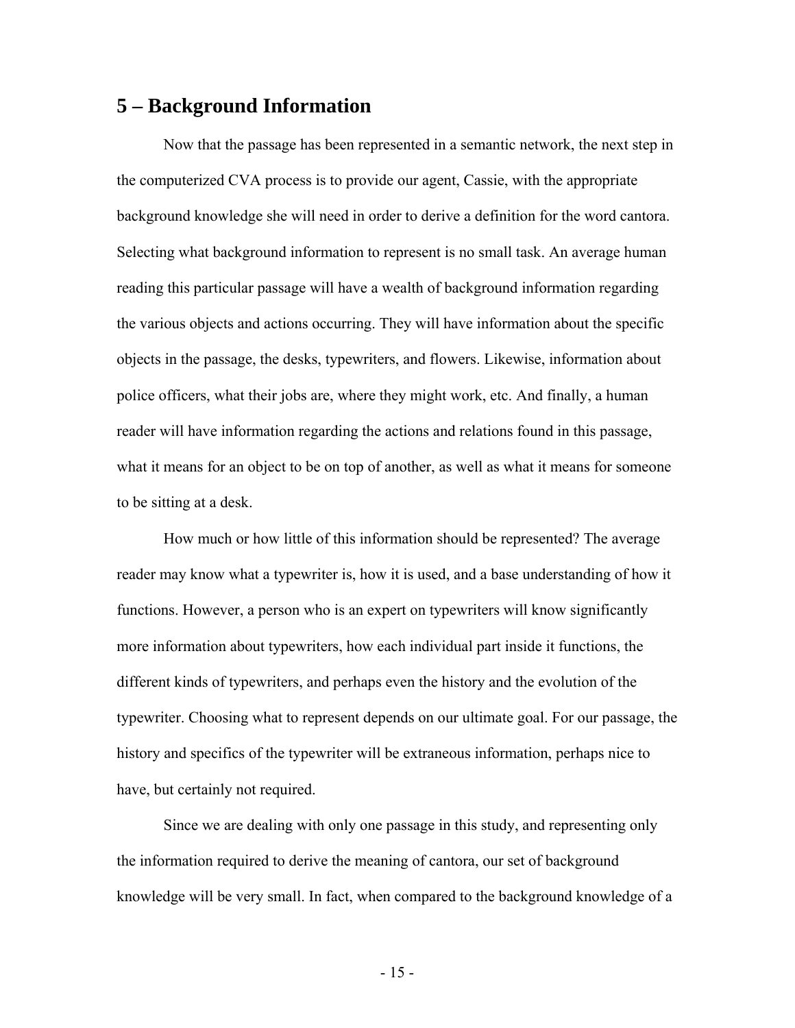## 5 – Background Information

Now that the passage has been represented in a semantic network, the next step in the computerized CVA process is to provide our agent, Cassie, with the appropriate background knowledge she will need in order to derive a definition for the word cantora. Selecting what background information to represent is no small task. An average human reading this particular passage will have a wealth of background information regarding the various objects and actions occurring. They will have information about the specific objects in the passage, the desks, typewriters, and flowers. Likewise, information about police officers, what their jobs are, where they might work, etc. And finally, a human reader will have information regarding the actions and relations found in this passage, what it means for an object to be on top of another, as well as what it means for someone to be sitting at a desk.

How much or how little of this information should be represented? The average reader may know what a typewriter is, how it is used, and a base understanding of how it functions. However, a person who is an expert on typewriters will know significantly more information about typewriters, how each individual part inside it functions, the different kinds of typewriters, and perhaps even the history and the evolution of the typewriter. Choosing what to represent depends on our ultimate goal. For our passage, the history and specifics of the typewriter will be extraneous information, perhaps nice to have, but certainly not required.

Since we are dealing with only one passage in this study, and representing only the information required to derive the meaning of cantora, our set of background knowledge will be very small. In fact, when compared to the background knowledge of a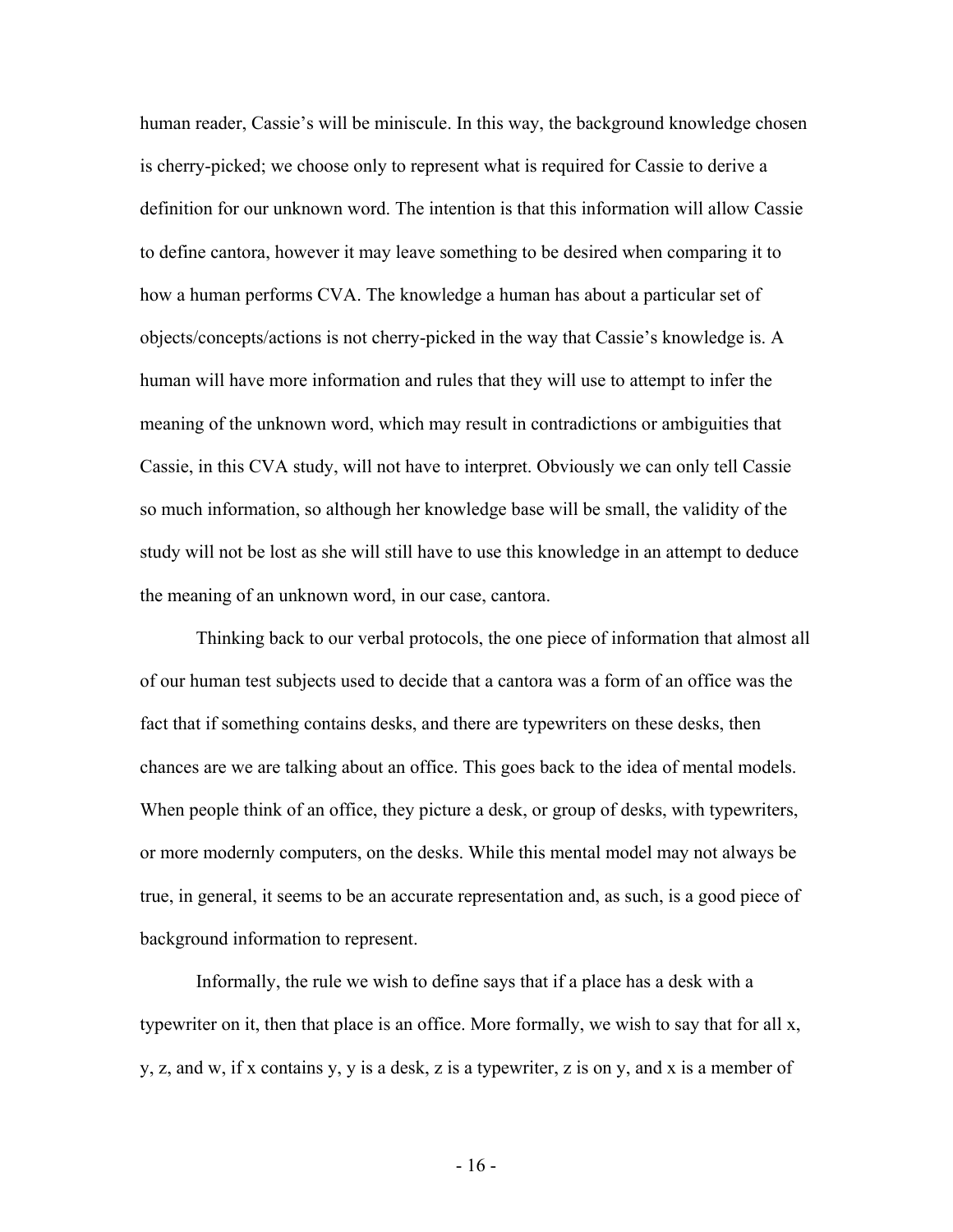human reader, Cassie's will be miniscule. In this way, the background knowledge chosen is cherry-picked; we choose only to represent what is required for Cassie to derive a definition for our unknown word. The intention is that this information will allow Cassie to define cantora, however it may leave something to be desired when comparing it to how a human performs CVA. The knowledge a human has about a particular set of objects/concepts/actions is not cherry-picked in the way that Cassie's knowledge is. A human will have more information and rules that they will use to attempt to infer the meaning of the unknown word, which may result in contradictions or ambiguities that Cassie, in this CVA study, will not have to interpret. Obviously we can only tell Cassie so much information, so although her knowledge base will be small, the validity of the study will not be lost as she will still have to use this knowledge in an attempt to deduce the meaning of an unknown word, in our case, cantora.

Thinking back to our verbal protocols, the one piece of information that almost all of our human test subjects used to decide that a cantora was a form of an office was the fact that if something contains desks, and there are typewriters on these desks, then chances are we are talking about an office. This goes back to the idea of mental models. When people think of an office, they picture a desk, or group of desks, with typewriters, or more modernly computers, on the desks. While this mental model may not always be true, in general, it seems to be an accurate representation and, as such, is a good piece of background information to represent.

Informally, the rule we wish to define says that if a place has a desk with a typewriter on it, then that place is an office. More formally, we wish to say that for all x, y, z, and w, if x contains y, y is a desk, z is a typewriter, z is on y, and x is a member of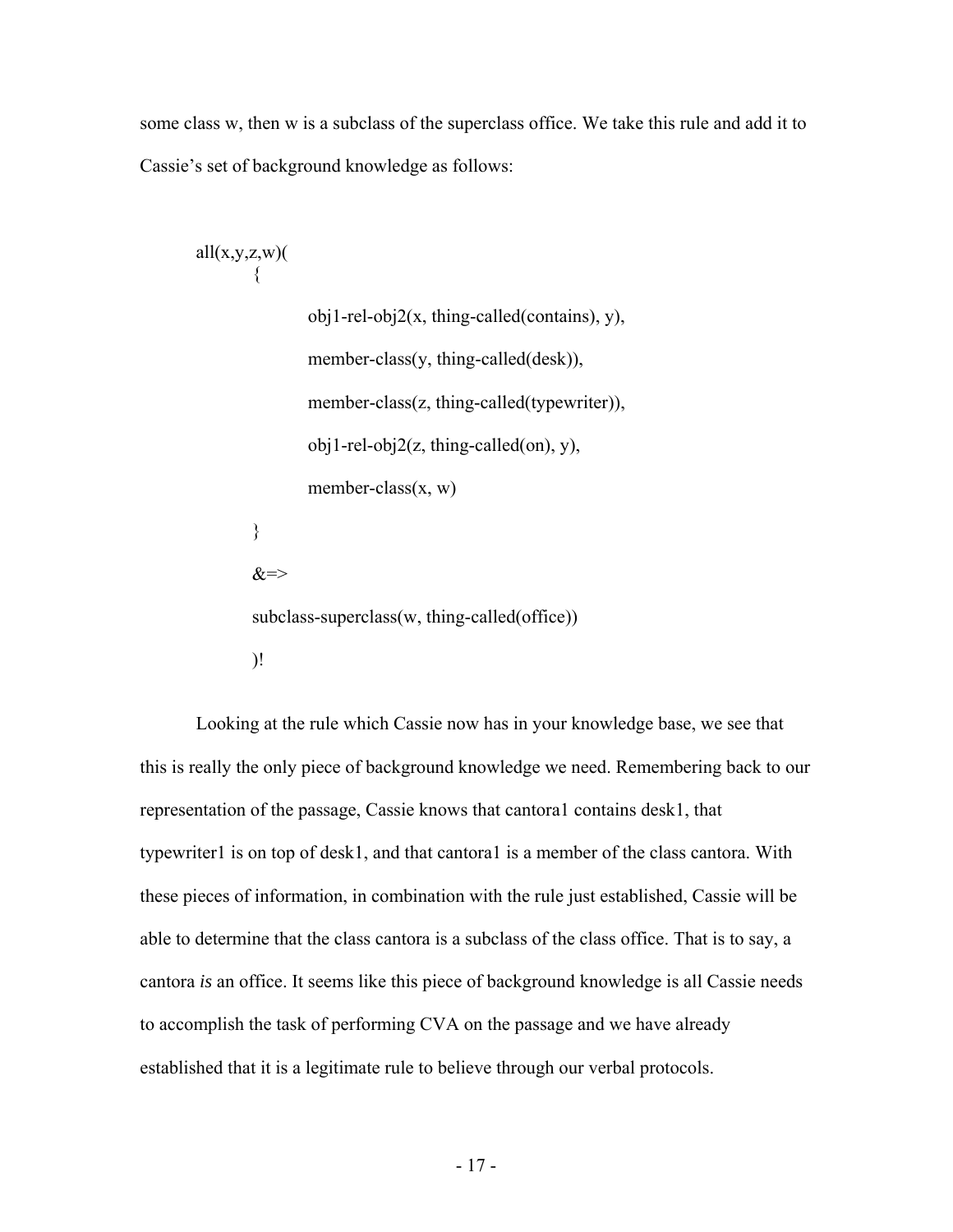some class w, then w is a subclass of the superclass office. We take this rule and add it to Cassie's set of background knowledge as follows:

```
all(x,y,z,w)(
    {
        obj1-rel-obj2(x, thing-called(contains), y),
        member-class(y, thing-called(desk)),
        member-class(z, thing-called(typewriter)),
        obj1-rel-obj2(z, thing-called(on), y),
        member-class(x, w)
    }
    &=>
    subclass-superclass(w, thing-called(office))
    )!
```

Looking at the rule which Cassie now has in your knowledge base, we see that this is really the only piece of background knowledge we need. Remembering back to our representation of the passage, Cassie knows that cantora1 contains desk1, that typewriter1 is on top of desk1, and that cantora1 is a member of the class cantora. With these pieces of information, in combination with the rule just established, Cassie will be able to determine that the class cantora is a subclass of the class office. That is to say, a cantora *is* an office. It seems like this piece of background knowledge is all Cassie needs to accomplish the task of performing CVA on the passage and we have already established that it is a legitimate rule to believe through our verbal protocols.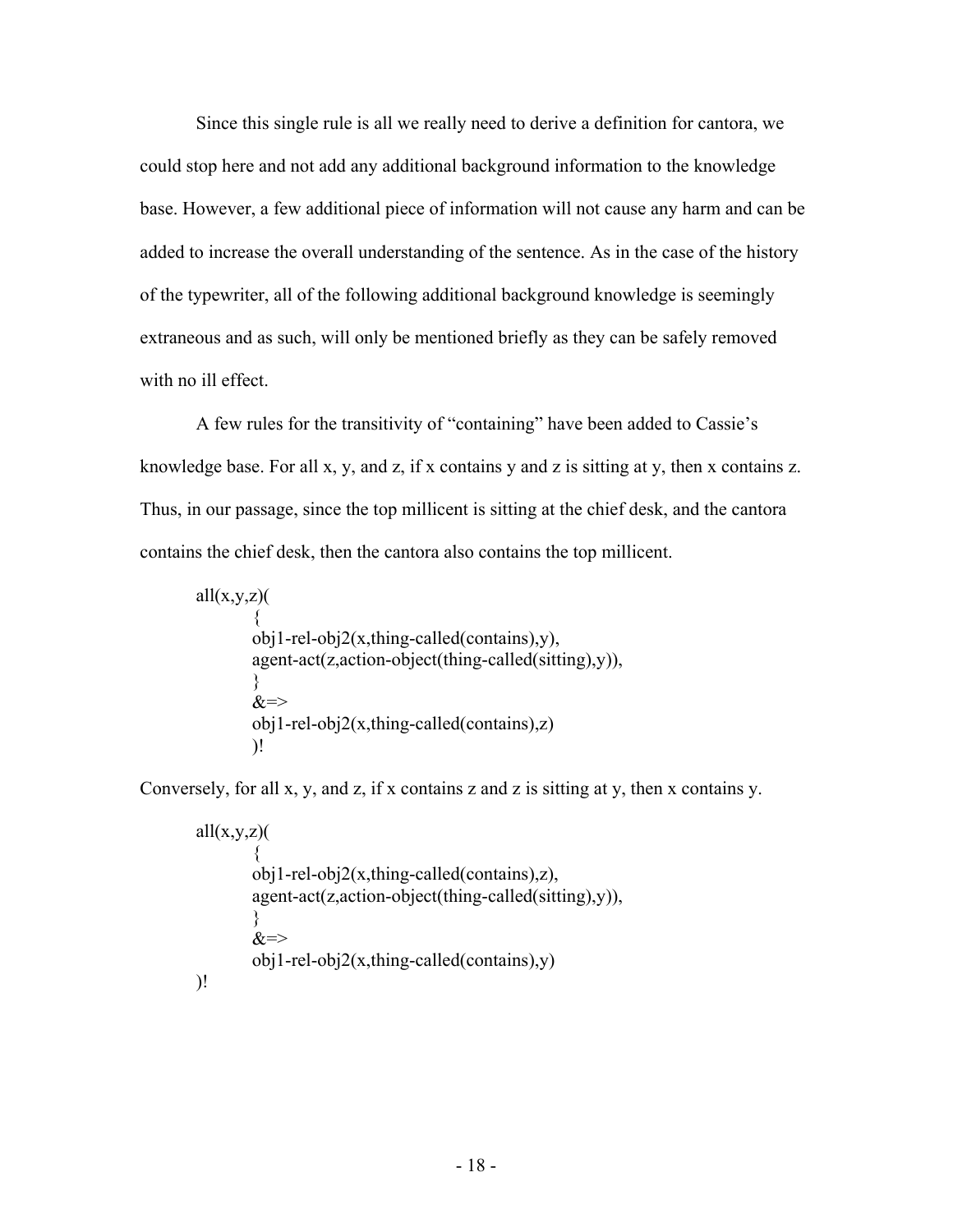Since this single rule is all we really need to derive a definition for cantora, we could stop here and not add any additional background information to the knowledge base. However, a few additional piece of information will not cause any harm and can be added to increase the overall understanding of the sentence. As in the case of the history of the typewriter, all of the following additional background knowledge is seemingly extraneous and as such, will only be mentioned briefly as they can be safely removed with no ill effect.

A few rules for the transitivity of "containing" have been added to Cassie's knowledge base. For all x, y, and z, if x contains y and z is sitting at y, then x contains z. Thus, in our passage, since the top millicent is sitting at the chief desk, and the cantora contains the chief desk, then the cantora also contains the top millicent.

```
all(x,y,z)(
        {
        obj1-rel-obj2(x,thing-called(contains),y),
        agent-act(z,action-object(thing-called(sitting),y)),
        }
        &=>
        obj1-rel-obj2(x,thing-called(contains),z)
        )!
```

Conversely, for all x, y, and z, if x contains z and z is sitting at y, then x contains y.

```
all(x,y,z)(
        {
        obj1-rel-obj2(x,thing-called(contains),z),
        agent-act(z,action-object(thing-called(sitting),y)),
        }
        &=>
        obj1-rel-obj2(x,thing-called(contains),y)
)!
```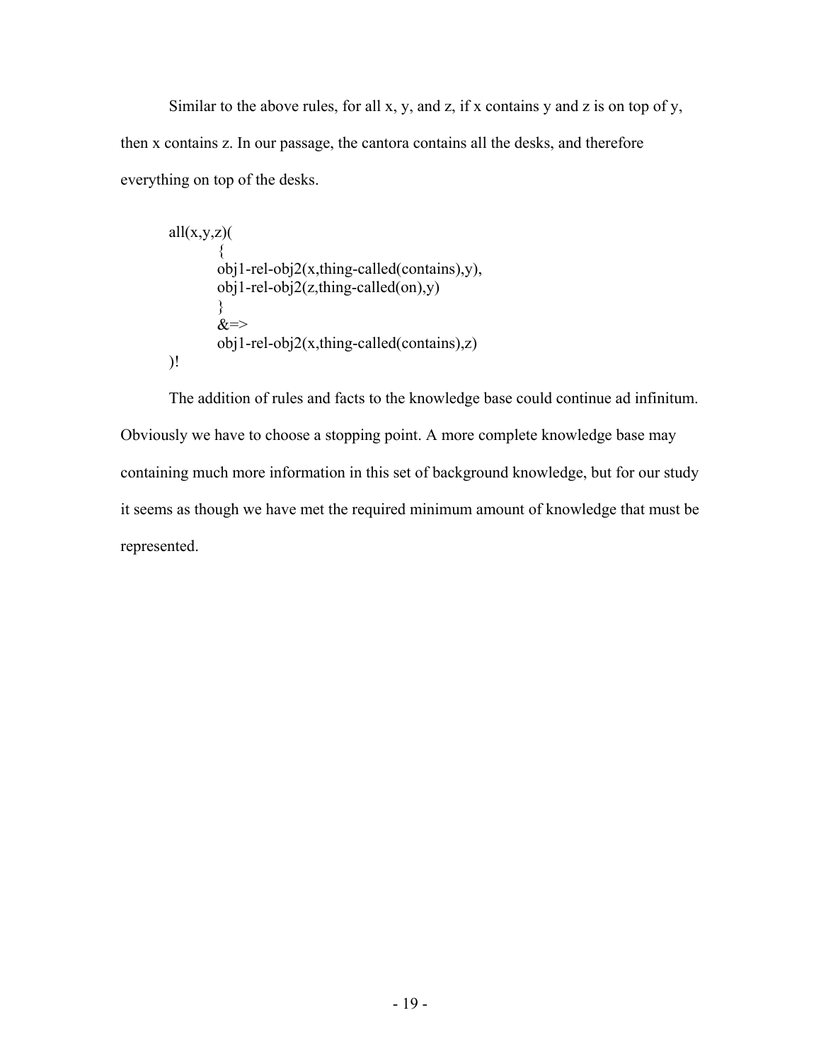Similar to the above rules, for all x, y, and z, if x contains y and z is on top of y, then x contains z. In our passage, the cantora contains all the desks, and therefore everything on top of the desks.

```
all(x,y,z)(
        {
        obj1-rel-obj2(x,thing-called(contains),y),
        obj1-rel-obj2(z,thing-called(on),y)
        }
        &=>
        obj1-rel-obj2(x,thing-called(contains),z)
)!
```

The addition of rules and facts to the knowledge base could continue ad infinitum. Obviously we have to choose a stopping point. A more complete knowledge base may containing much more information in this set of background knowledge, but for our study it seems as though we have met the required minimum amount of knowledge that must be represented.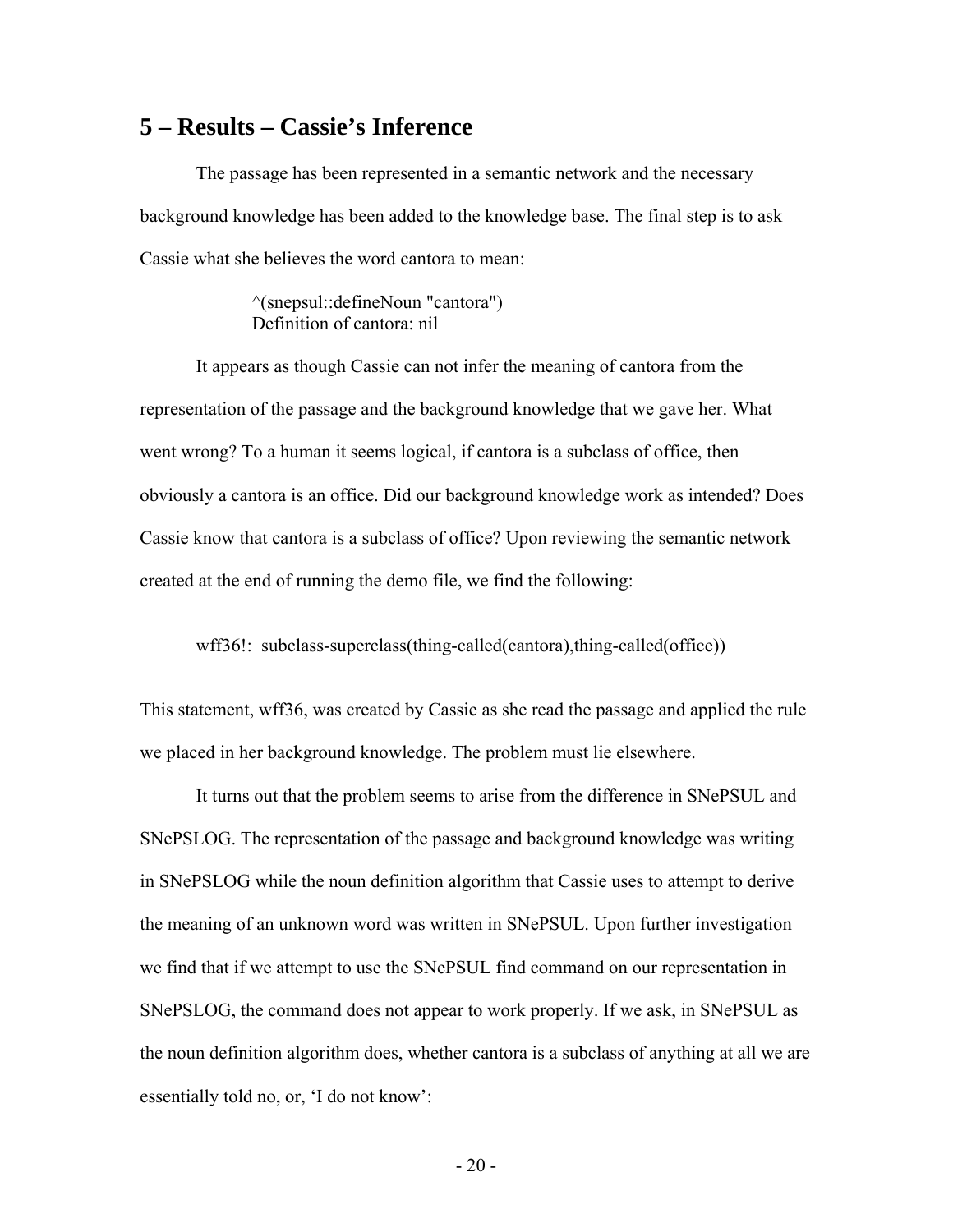## 5 – Results – Cassie's Inference

The passage has been represented in a semantic network and the necessary background knowledge has been added to the knowledge base. The final step is to ask Cassie what she believes the word cantora to mean:

```
^(snepsul::defineNoun "cantora")
Definition of cantora: nil
```

It appears as though Cassie can not infer the meaning of cantora from the representation of the passage and the background knowledge that we gave her. What went wrong? To a human it seems logical, if cantora is a subclass of office, then obviously a cantora is an office. Did our background knowledge work as intended? Does Cassie know that cantora is a subclass of office? Upon reviewing the semantic network created at the end of running the demo file, we find the following:

```
wff36!:  subclass-superclass(thing-called(cantora),thing-called(office))
```

This statement, wff36, was created by Cassie as she read the passage and applied the rule we placed in her background knowledge. The problem must lie elsewhere.

It turns out that the problem seems to arise from the difference in SNePSUL and SNePSLOG. The representation of the passage and background knowledge was writing in SNePSLOG while the noun definition algorithm that Cassie uses to attempt to derive the meaning of an unknown word was written in SNePSUL. Upon further investigation we find that if we attempt to use the SNePSUL find command on our representation in SNePSLOG, the command does not appear to work properly. If we ask, in SNePSUL as the noun definition algorithm does, whether cantora is a subclass of anything at all we are essentially told no, or, 'I do not know':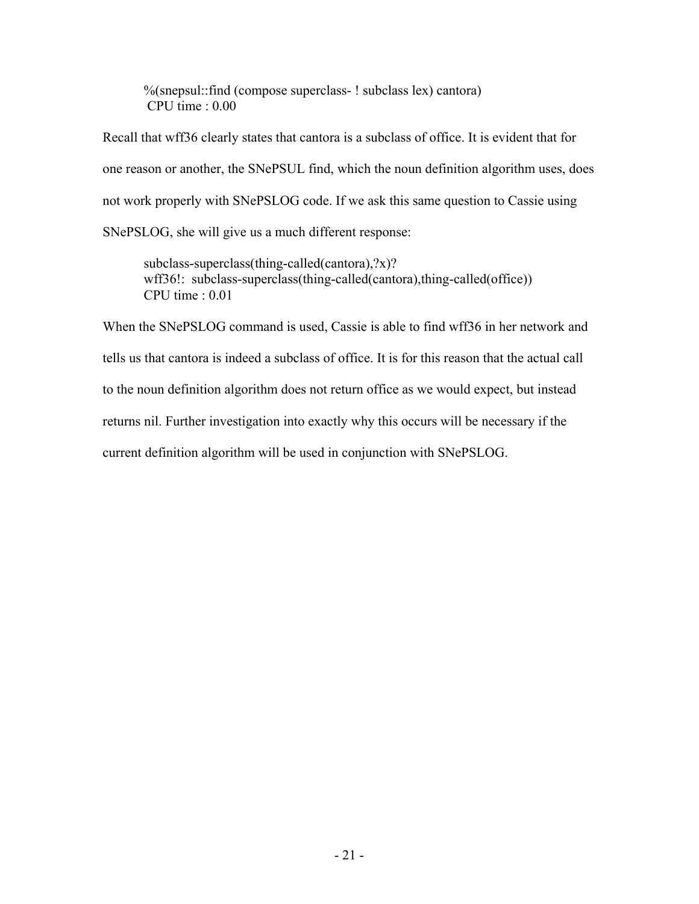```
%(snepsul::find (compose superclass- ! subclass lex) cantora)
 CPU time : 0.00
```

Recall that wff36 clearly states that cantora is a subclass of office. It is evident that for one reason or another, the SNePSUL find, which the noun definition algorithm uses, does not work properly with SNePSLOG code. If we ask this same question to Cassie using SNePSLOG, she will give us a much different response:

```
subclass-superclass(thing-called(cantora),?x)?
wff36!:  subclass-superclass(thing-called(cantora),thing-called(office))
CPU time : 0.01
```

When the SNePSLOG command is used, Cassie is able to find wff36 in her network and tells us that cantora is indeed a subclass of office. It is for this reason that the actual call to the noun definition algorithm does not return office as we would expect, but instead returns nil. Further investigation into exactly why this occurs will be necessary if the current definition algorithm will be used in conjunction with SNePSLOG.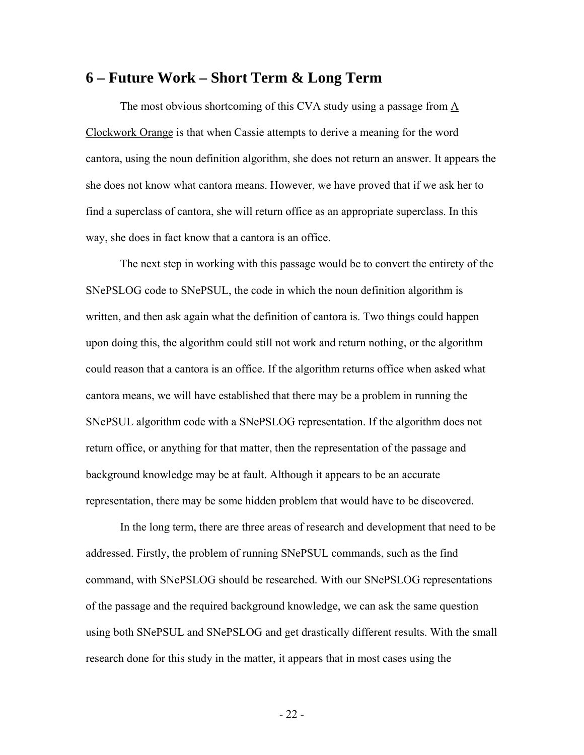## 6 – Future Work – Short Term & Long Term

The most obvious shortcoming of this CVA study using a passage from A Clockwork Orange is that when Cassie attempts to derive a meaning for the word cantora, using the noun definition algorithm, she does not return an answer. It appears the she does not know what cantora means. However, we have proved that if we ask her to find a superclass of cantora, she will return office as an appropriate superclass. In this way, she does in fact know that a cantora is an office.

The next step in working with this passage would be to convert the entirety of the SNePSLOG code to SNePSUL, the code in which the noun definition algorithm is written, and then ask again what the definition of cantora is. Two things could happen upon doing this, the algorithm could still not work and return nothing, or the algorithm could reason that a cantora is an office. If the algorithm returns office when asked what cantora means, we will have established that there may be a problem in running the SNePSUL algorithm code with a SNePSLOG representation. If the algorithm does not return office, or anything for that matter, then the representation of the passage and background knowledge may be at fault. Although it appears to be an accurate representation, there may be some hidden problem that would have to be discovered.

In the long term, there are three areas of research and development that need to be addressed. Firstly, the problem of running SNePSUL commands, such as the find command, with SNePSLOG should be researched. With our SNePSLOG representations of the passage and the required background knowledge, we can ask the same question using both SNePSUL and SNePSLOG and get drastically different results. With the small research done for this study in the matter, it appears that in most cases using the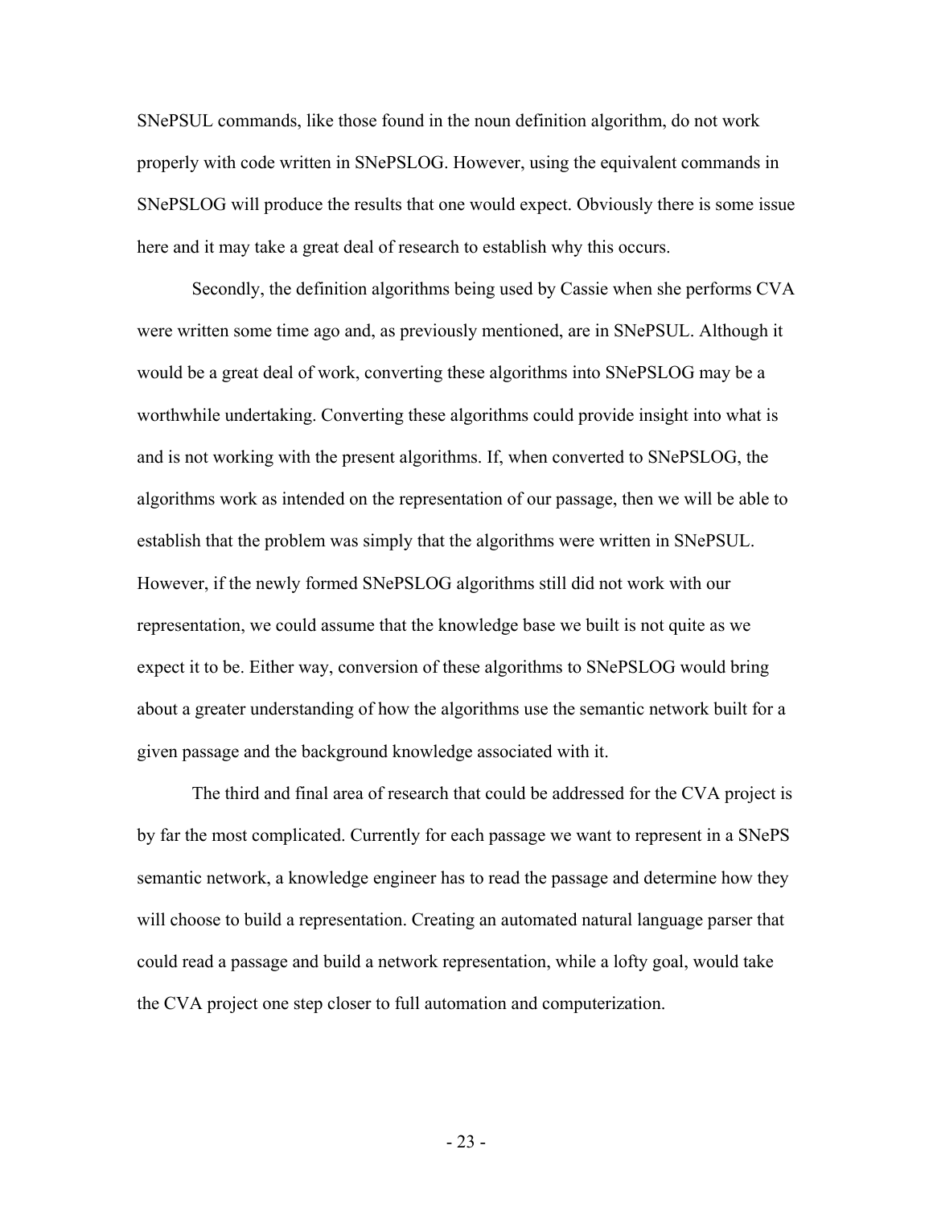SNePSUL commands, like those found in the noun definition algorithm, do not work properly with code written in SNePSLOG. However, using the equivalent commands in SNePSLOG will produce the results that one would expect. Obviously there is some issue here and it may take a great deal of research to establish why this occurs.

Secondly, the definition algorithms being used by Cassie when she performs CVA were written some time ago and, as previously mentioned, are in SNePSUL. Although it would be a great deal of work, converting these algorithms into SNePSLOG may be a worthwhile undertaking. Converting these algorithms could provide insight into what is and is not working with the present algorithms. If, when converted to SNePSLOG, the algorithms work as intended on the representation of our passage, then we will be able to establish that the problem was simply that the algorithms were written in SNePSUL. However, if the newly formed SNePSLOG algorithms still did not work with our representation, we could assume that the knowledge base we built is not quite as we expect it to be. Either way, conversion of these algorithms to SNePSLOG would bring about a greater understanding of how the algorithms use the semantic network built for a given passage and the background knowledge associated with it.

The third and final area of research that could be addressed for the CVA project is by far the most complicated. Currently for each passage we want to represent in a SNePS semantic network, a knowledge engineer has to read the passage and determine how they will choose to build a representation. Creating an automated natural language parser that could read a passage and build a network representation, while a lofty goal, would take the CVA project one step closer to full automation and computerization.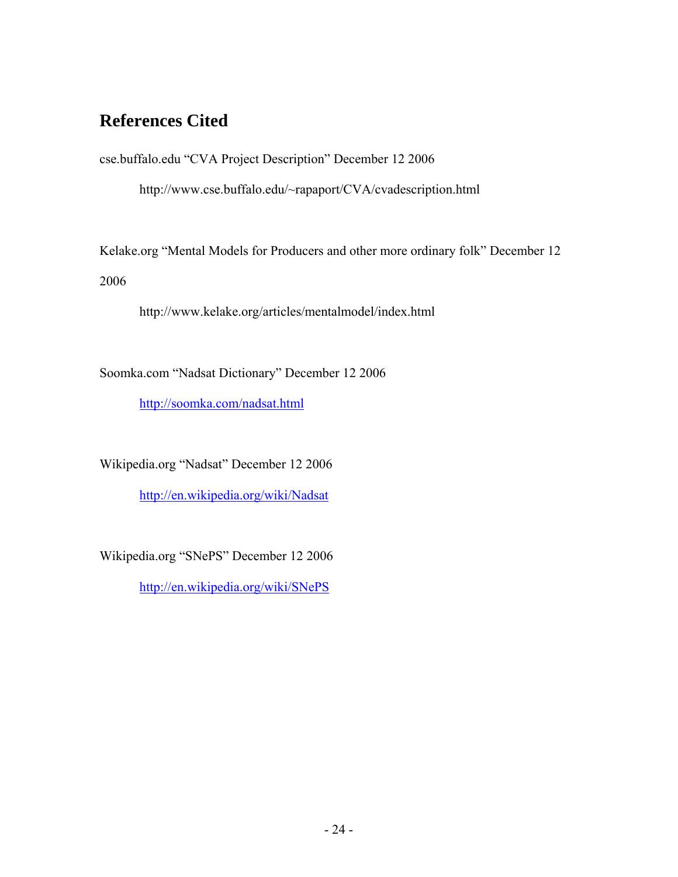## References Cited

cse.buffalo.edu “CVA Project Description” December 12 2006

http://www.cse.buffalo.edu/~rapaport/CVA/cvadescription.html

Kelake.org “Mental Models for Producers and other more ordinary folk” December 12 2006

http://www.kelake.org/articles/mentalmodel/index.html

Soomka.com “Nadsat Dictionary” December 12 2006

http://soomka.com/nadsat.html

Wikipedia.org “Nadsat” December 12 2006

http://en.wikipedia.org/wiki/Nadsat

Wikipedia.org “SNePS” December 12 2006

http://en.wikipedia.org/wiki/SNePS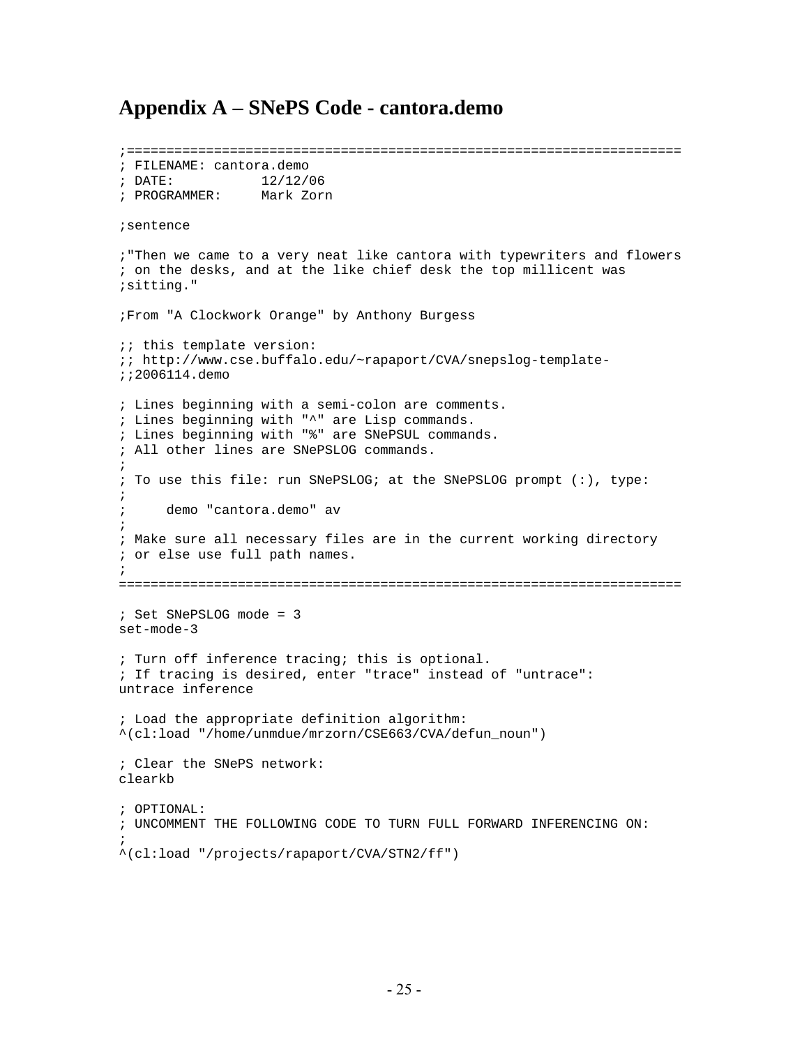# Appendix A – SNePS Code - cantora.demo

```
;=====================================================================
; FILENAME: cantora.demo
; DATE:           12/12/06
; PROGRAMMER:     Mark Zorn

;sentence

;"Then we came to a very neat like cantora with typewriters and flowers
; on the desks, and at the like chief desk the top millicent was
;sitting."

;From "A Clockwork Orange" by Anthony Burgess

;; this template version:
;; http://www.cse.buffalo.edu/~rapaport/CVA/snepslog-template-
;;2006114.demo

; Lines beginning with a semi-colon are comments.
; Lines beginning with "^" are Lisp commands.
; Lines beginning with "%" are SNePSUL commands.
; All other lines are SNePSLOG commands.
;
; To use this file: run SNePSLOG; at the SNePSLOG prompt (:), type:
;
;     demo "cantora.demo" av
;
; Make sure all necessary files are in the current working directory
; or else use full path names.
;
=====================================================================

; Set SNePSLOG mode = 3
set-mode-3

; Turn off inference tracing; this is optional.
; If tracing is desired, enter "trace" instead of "untrace":
untrace inference

; Load the appropriate definition algorithm:
^(cl:load "/home/unmdue/mrzorn/CSE663/CVA/defun_noun")

; Clear the SNePS network:
clearkb

; OPTIONAL:
; UNCOMMENT THE FOLLOWING CODE TO TURN FULL FORWARD INFERENCING ON:
;
^(cl:load "/projects/rapaport/CVA/STN2/ff")
```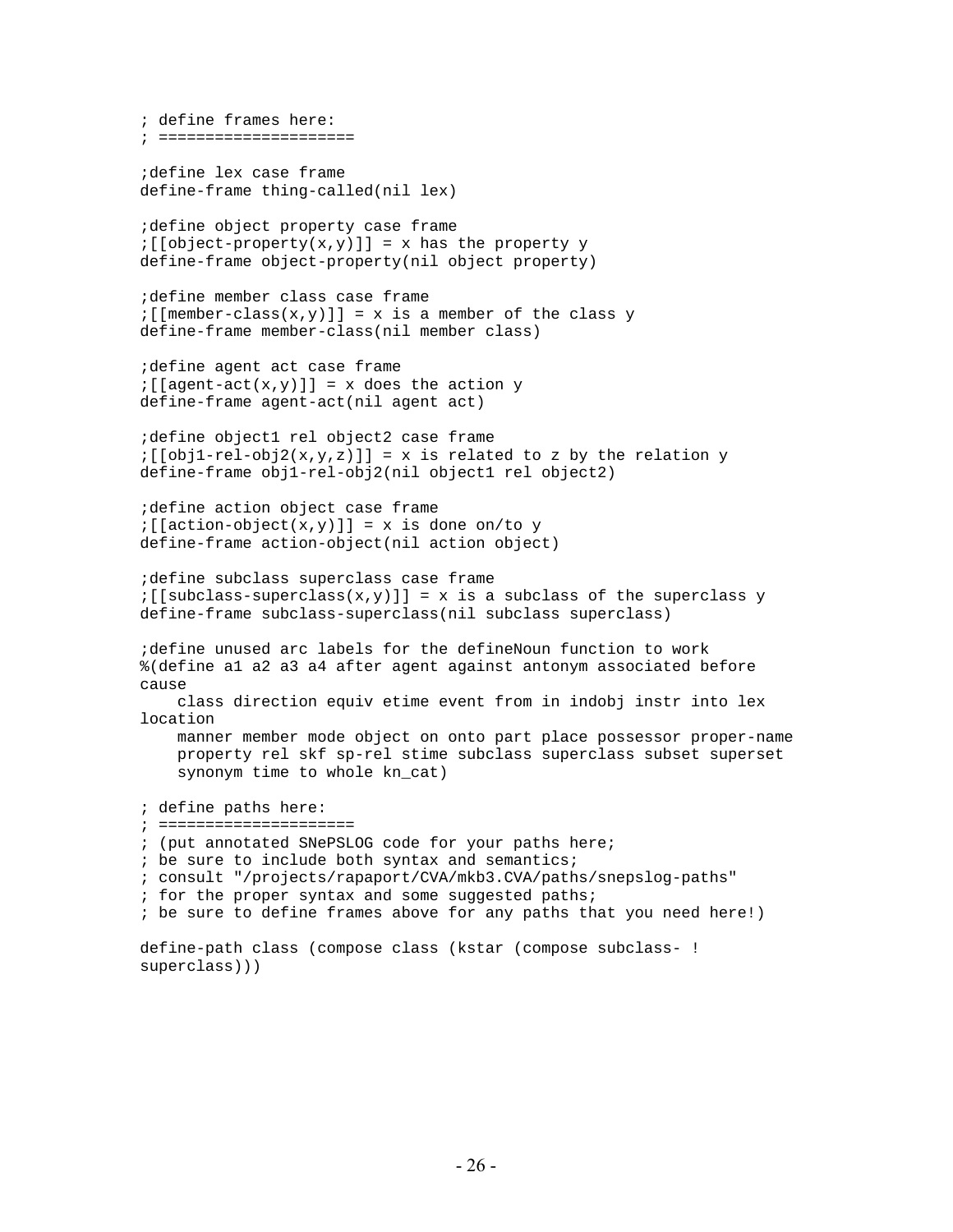```
; define frames here:
; =====================

;define lex case frame
define-frame thing-called(nil lex)

;define object property case frame
;[[object-property(x,y)]] = x has the property y
define-frame object-property(nil object property)

;define member class case frame
;[[member-class(x,y)]] = x is a member of the class y
define-frame member-class(nil member class)

;define agent act case frame
;[[agent-act(x,y)]] = x does the action y
define-frame agent-act(nil agent act)

;define object1 rel object2 case frame
;[[obj1-rel-obj2(x,y,z)]] = x is related to z by the relation y
define-frame obj1-rel-obj2(nil object1 rel object2)

;define action object case frame
;[[action-object(x,y)]] = x is done on/to y
define-frame action-object(nil action object)

;define subclass superclass case frame
;[[subclass-superclass(x,y)]] = x is a subclass of the superclass y
define-frame subclass-superclass(nil subclass superclass)

;define unused arc labels for the defineNoun function to work
%(define a1 a2 a3 a4 after agent against antonym associated before
cause
    class direction equiv etime event from in indobj instr into lex
location
    manner member mode object on onto part place possessor proper-name
    property rel skf sp-rel stime subclass superclass subset superset
    synonym time to whole kn_cat)

; define paths here:
; =====================
; (put annotated SNePSLOG code for your paths here;
; be sure to include both syntax and semantics;
; consult "/projects/rapaport/CVA/mkb3.CVA/paths/snepslog-paths"
; for the proper syntax and some suggested paths;
; be sure to define frames above for any paths that you need here!)

define-path class (compose class (kstar (compose subclass- !
superclass)))
```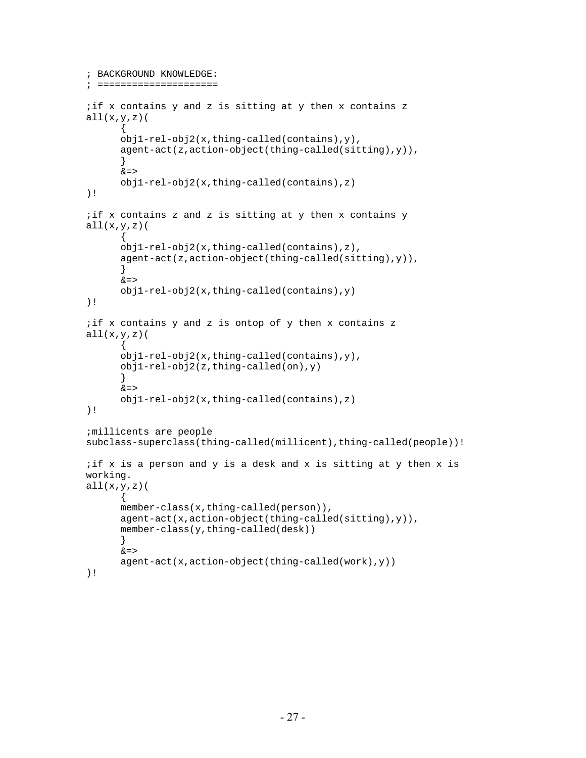```
; BACKGROUND KNOWLEDGE:
; ====================

;if x contains y and z is sitting at y then x contains z
all(x,y,z)(
      {
      obj1-rel-obj2(x,thing-called(contains),y),
      agent-act(z,action-object(thing-called(sitting),y)),
      }
      &=>
      obj1-rel-obj2(x,thing-called(contains),z)
)!

;if x contains z and z is sitting at y then x contains y
all(x,y,z)(
      {
      obj1-rel-obj2(x,thing-called(contains),z),
      agent-act(z,action-object(thing-called(sitting),y)),
      }
      &=>
      obj1-rel-obj2(x,thing-called(contains),y)
)!

;if x contains y and z is ontop of y then x contains z
all(x,y,z)(
      {
      obj1-rel-obj2(x,thing-called(contains),y),
      obj1-rel-obj2(z,thing-called(on),y)
      }
      &=>
      obj1-rel-obj2(x,thing-called(contains),z)
)!

;millicents are people
subclass-superclass(thing-called(millicent),thing-called(people))!

;if x is a person and y is a desk and x is sitting at y then x is
working.
all(x,y,z)(
      {
      member-class(x,thing-called(person)),
      agent-act(x,action-object(thing-called(sitting),y)),
      member-class(y,thing-called(desk))
      }
      &=>
      agent-act(x,action-object(thing-called(work),y))
)!
```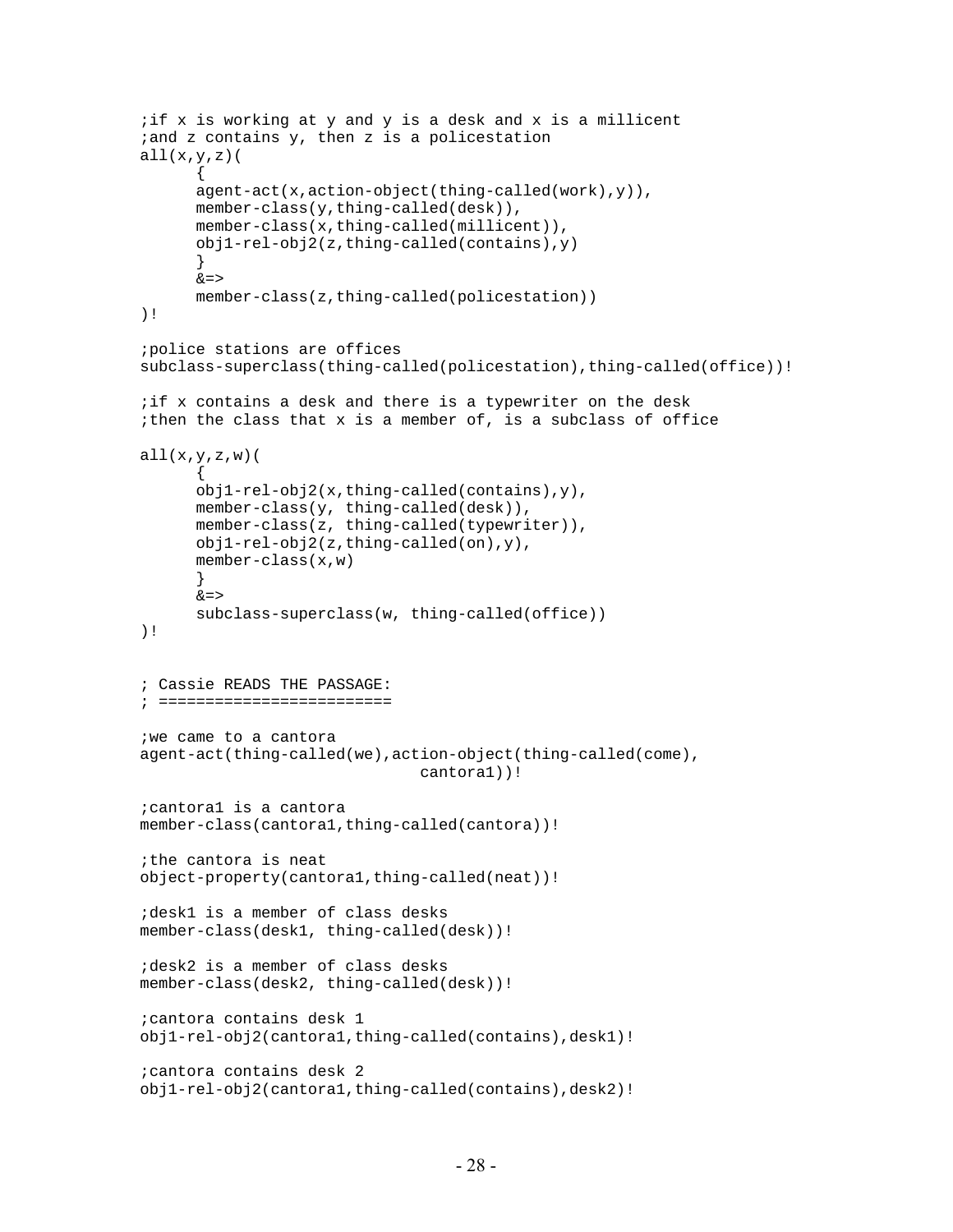```
;if x is working at y and y is a desk and x is a millicent
;and z contains y, then z is a policestation
all(x,y,z)(
      {
      agent-act(x,action-object(thing-called(work),y)),
      member-class(y,thing-called(desk)),
      member-class(x,thing-called(millicent)),
      obj1-rel-obj2(z,thing-called(contains),y)
      }
      &=>
      member-class(z,thing-called(policestation))
)!

;police stations are offices
subclass-superclass(thing-called(policestation),thing-called(office))!

;if x contains a desk and there is a typewriter on the desk
;then the class that x is a member of, is a subclass of office

all(x,y,z,w)(
      {
      obj1-rel-obj2(x,thing-called(contains),y),
      member-class(y, thing-called(desk)),
      member-class(z, thing-called(typewriter)),
      obj1-rel-obj2(z,thing-called(on),y),
      member-class(x,w)
      }
      &=>
      subclass-superclass(w, thing-called(office))
)!


; Cassie READS THE PASSAGE:
; =========================

;we came to a cantora
agent-act(thing-called(we),action-object(thing-called(come),
                              cantora1))!

;cantora1 is a cantora
member-class(cantora1,thing-called(cantora))!

;the cantora is neat
object-property(cantora1,thing-called(neat))!

;desk1 is a member of class desks
member-class(desk1, thing-called(desk))!

;desk2 is a member of class desks
member-class(desk2, thing-called(desk))!

;cantora contains desk 1
obj1-rel-obj2(cantora1,thing-called(contains),desk1)!

;cantora contains desk 2
obj1-rel-obj2(cantora1,thing-called(contains),desk2)!
```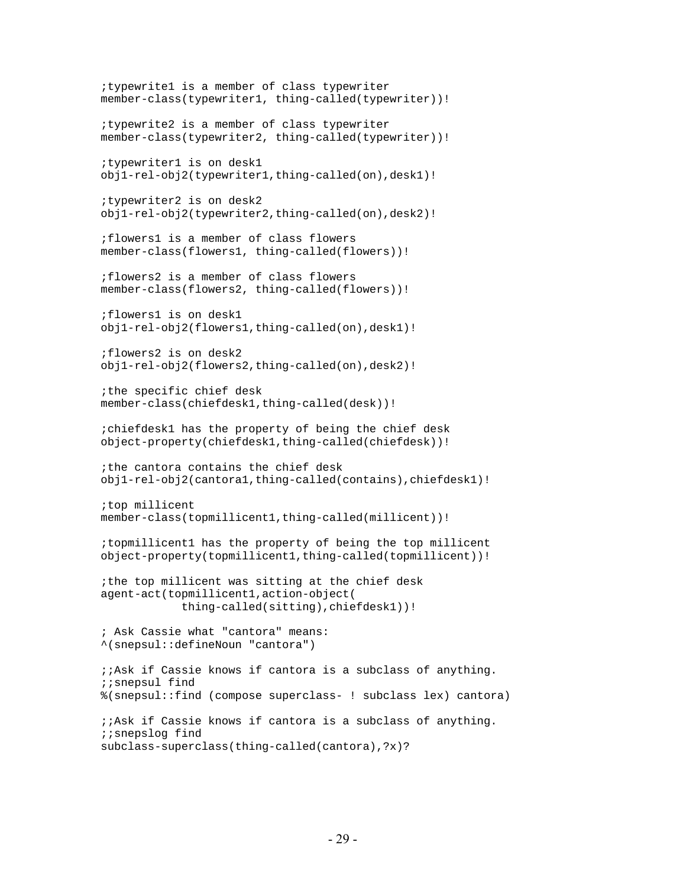```
;typewrite1 is a member of class typewriter
member-class(typewriter1, thing-called(typewriter))!

;typewrite2 is a member of class typewriter
member-class(typewriter2, thing-called(typewriter))!

;typewriter1 is on desk1
obj1-rel-obj2(typewriter1,thing-called(on),desk1)!

;typewriter2 is on desk2
obj1-rel-obj2(typewriter2,thing-called(on),desk2)!

;flowers1 is a member of class flowers
member-class(flowers1, thing-called(flowers))!

;flowers2 is a member of class flowers
member-class(flowers2, thing-called(flowers))!

;flowers1 is on desk1
obj1-rel-obj2(flowers1,thing-called(on),desk1)!

;flowers2 is on desk2
obj1-rel-obj2(flowers2,thing-called(on),desk2)!

;the specific chief desk
member-class(chiefdesk1,thing-called(desk))!

;chiefdesk1 has the property of being the chief desk
object-property(chiefdesk1,thing-called(chiefdesk))!

;the cantora contains the chief desk
obj1-rel-obj2(cantora1,thing-called(contains),chiefdesk1)!

;top millicent
member-class(topmillicent1,thing-called(millicent))!

;topmillicent1 has the property of being the top millicent
object-property(topmillicent1,thing-called(topmillicent))!

;the top millicent was sitting at the chief desk
agent-act(topmillicent1,action-object(
            thing-called(sitting),chiefdesk1))!

; Ask Cassie what "cantora" means:
^(snepsul::defineNoun "cantora")

;;Ask if Cassie knows if cantora is a subclass of anything.
;;snepsul find
%(snepsul::find (compose superclass- ! subclass lex) cantora)

;;Ask if Cassie knows if cantora is a subclass of anything.
;;snepslog find
subclass-superclass(thing-called(cantora),?x)?
```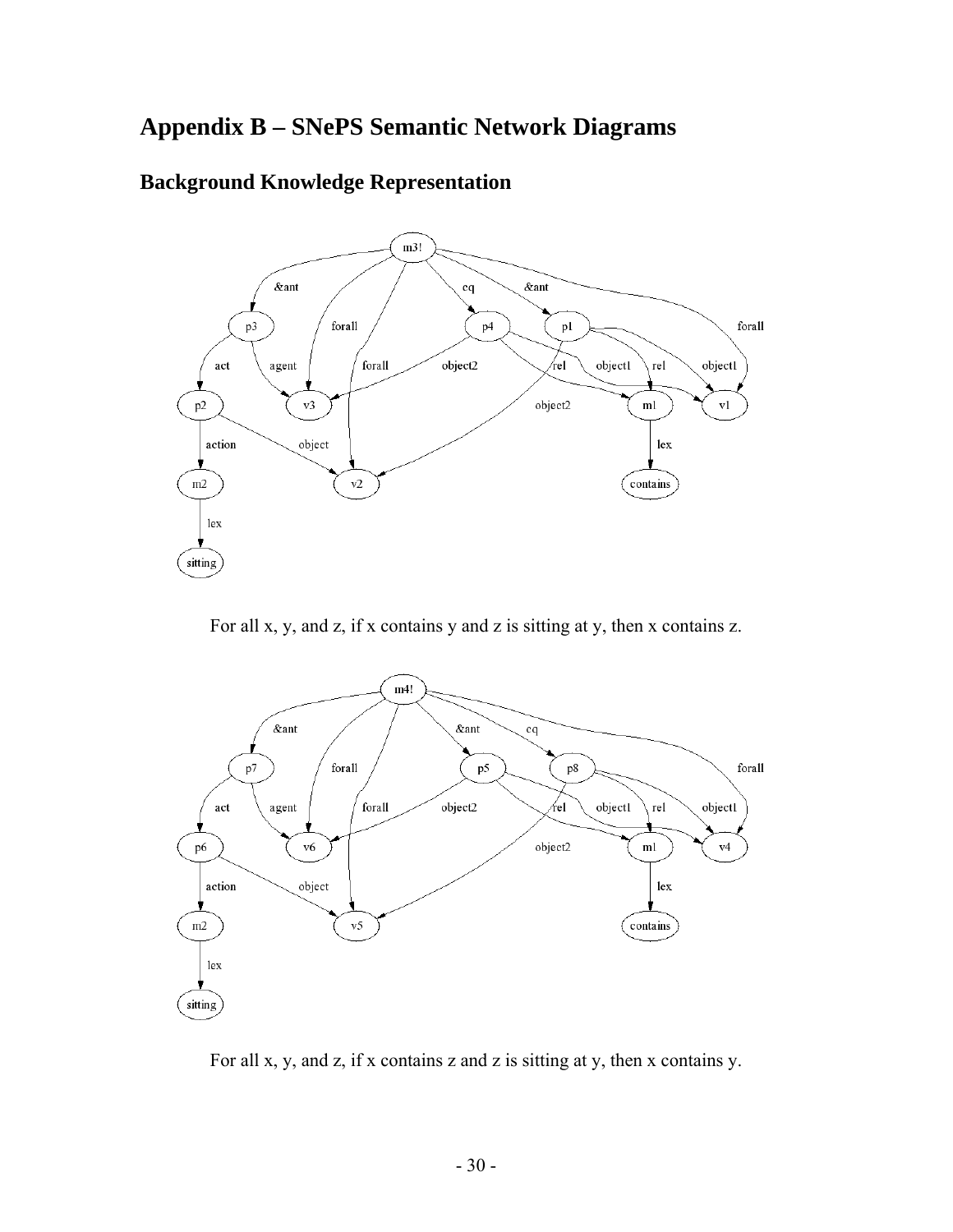# Appendix B – SNePS Semantic Network Diagrams

## Background Knowledge Representation

For all x, y, and z, if x contains y and z is sitting at y, then x contains z.

For all x, y, and z, if x contains z and z is sitting at y, then x contains y.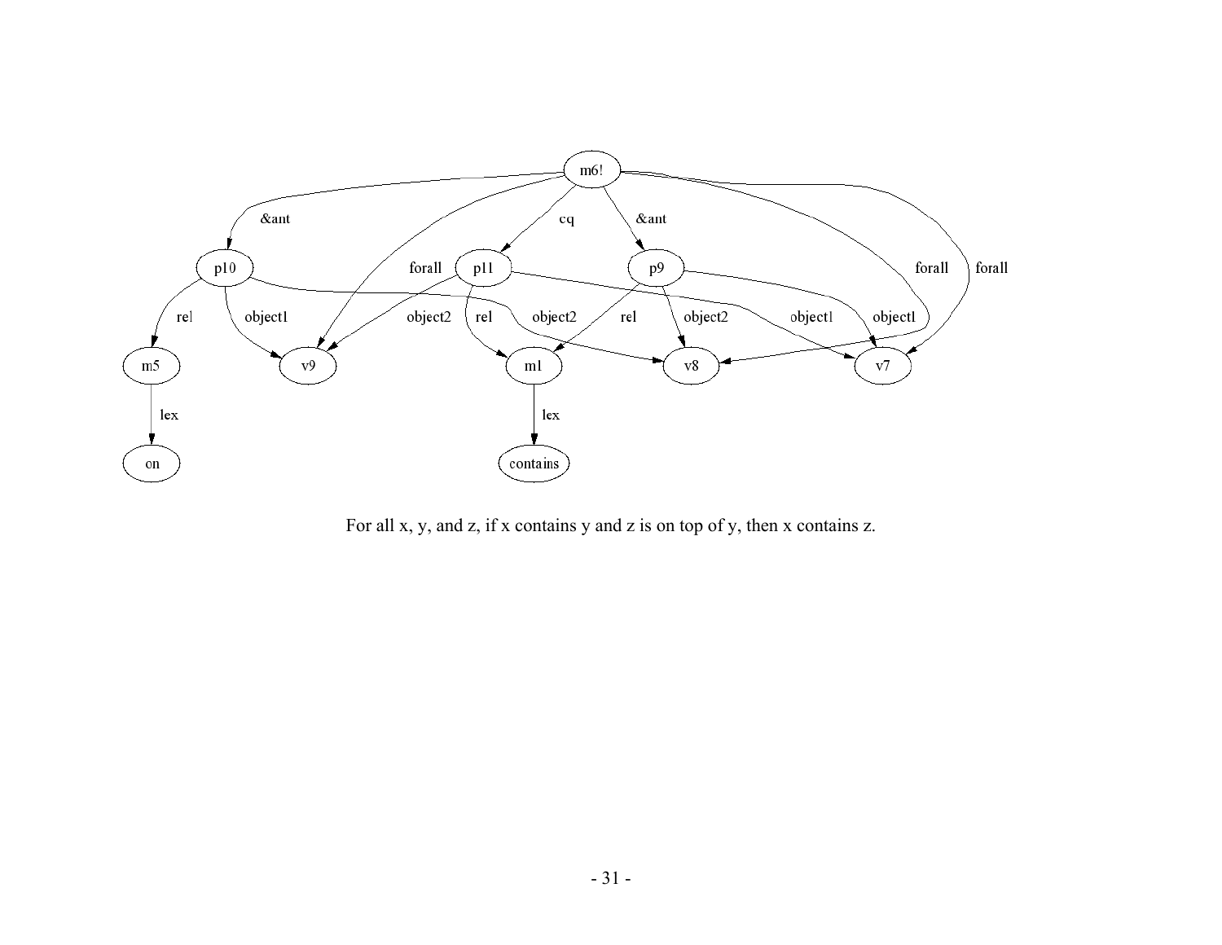For all x, y, and z, if x contains y and z is on top of y, then x contains z.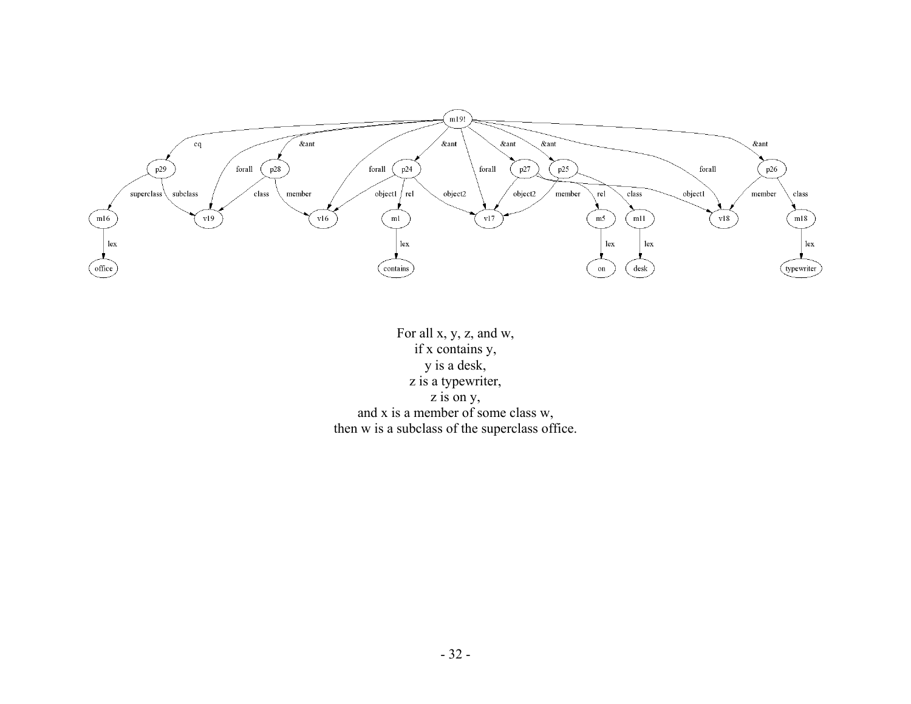For all x, y, z, and w,
if x contains y,
y is a desk,
z is a typewriter,
z is on y,
and x is a member of some class w,
then w is a subclass of the superclass office.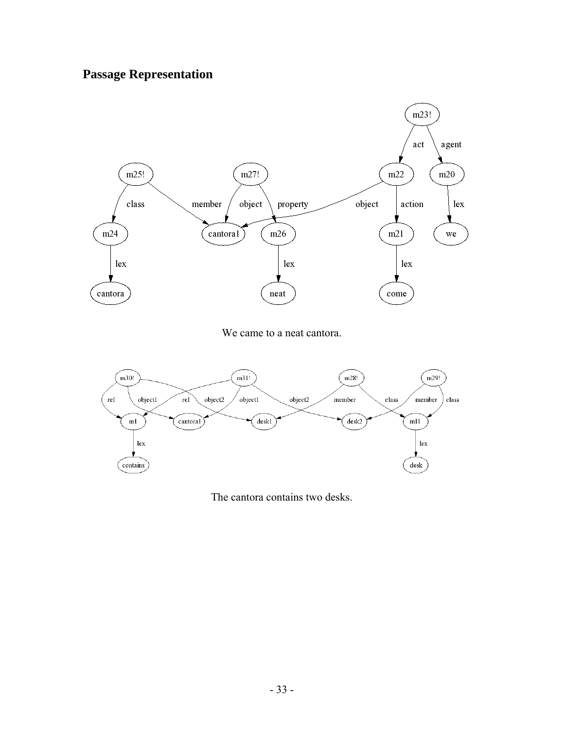## Passage Representation

We came to a neat cantora.

The cantora contains two desks.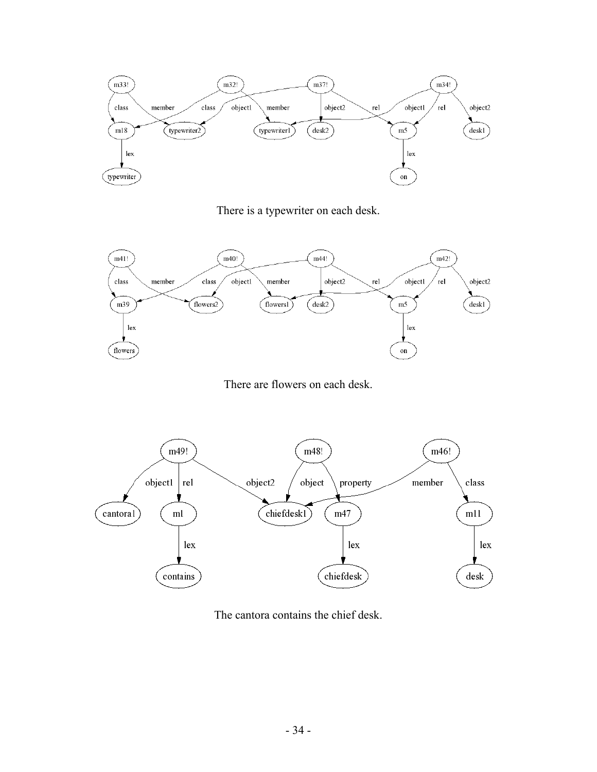There is a typewriter on each desk.

There are flowers on each desk.

The cantora contains the chief desk.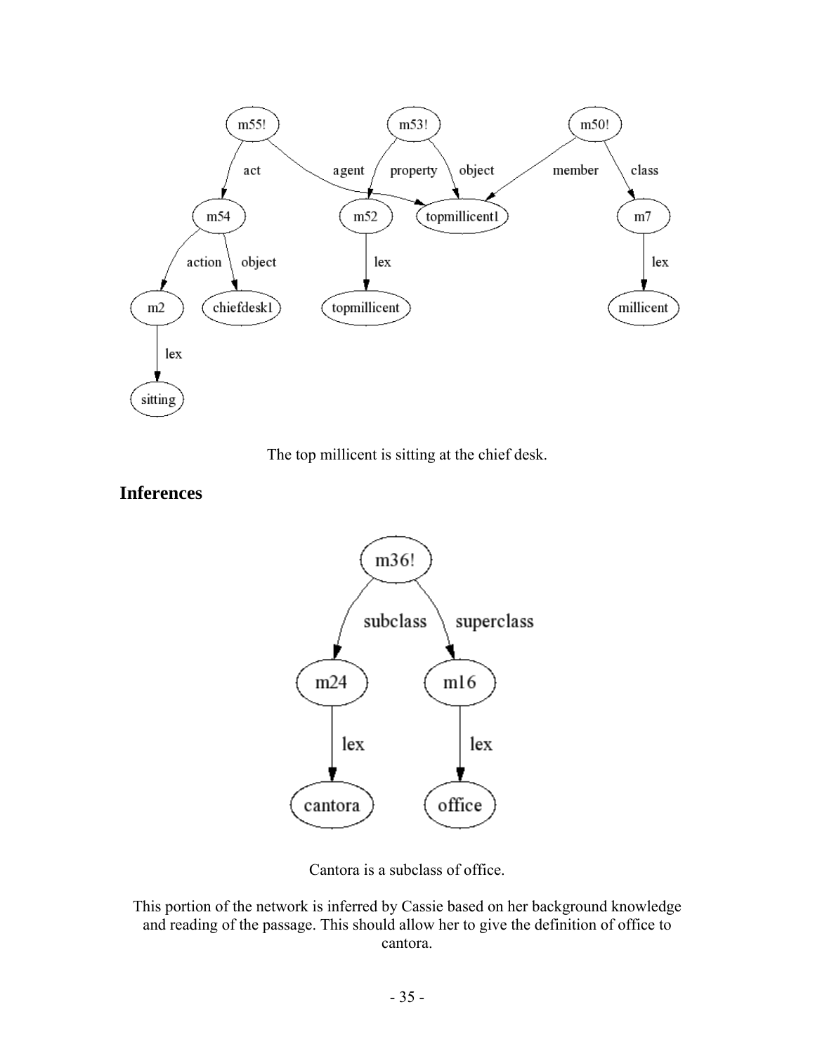The top millicent is sitting at the chief desk.

## Inferences

Cantora is a subclass of office.

This portion of the network is inferred by Cassie based on her background knowledge and reading of the passage. This should allow her to give the definition of office to cantora.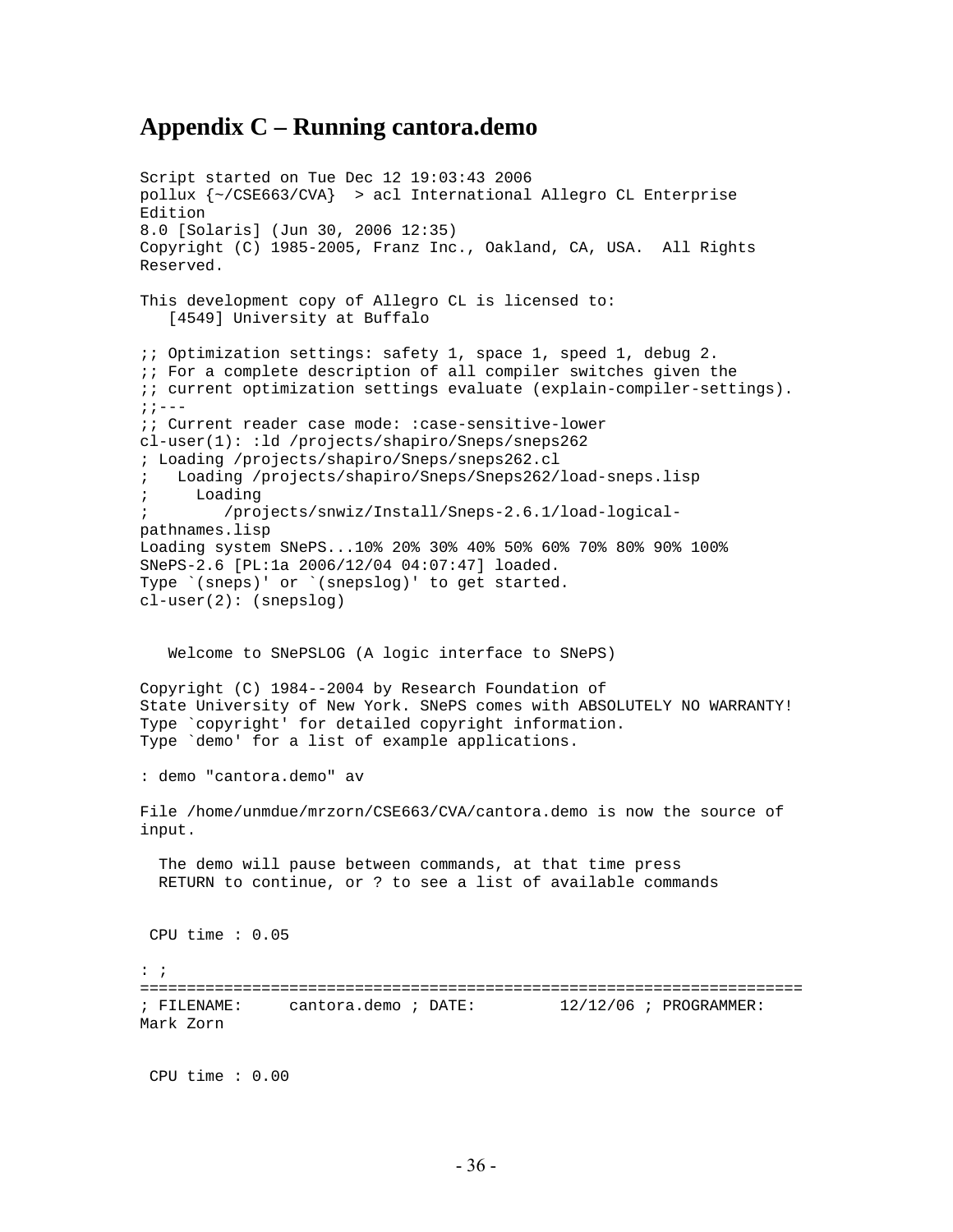## Appendix C – Running cantora.demo

```
Script started on Tue Dec 12 19:03:43 2006
pollux {~/CSE663/CVA}  > acl International Allegro CL Enterprise
Edition
8.0 [Solaris] (Jun 30, 2006 12:35)
Copyright (C) 1985-2005, Franz Inc., Oakland, CA, USA.  All Rights
Reserved.

This development copy of Allegro CL is licensed to:
   [4549] University at Buffalo

;; Optimization settings: safety 1, space 1, speed 1, debug 2.
;; For a complete description of all compiler switches given the
;; current optimization settings evaluate (explain-compiler-settings).
;;---
;; Current reader case mode: :case-sensitive-lower
cl-user(1): :ld /projects/shapiro/Sneps/sneps262
; Loading /projects/shapiro/Sneps/sneps262.cl
;   Loading /projects/shapiro/Sneps/Sneps262/load-sneps.lisp
;     Loading
;        /projects/snwiz/Install/Sneps-2.6.1/load-logical-
pathnames.lisp
Loading system SNePS...10% 20% 30% 40% 50% 60% 70% 80% 90% 100%
SNePS-2.6 [PL:1a 2006/12/04 04:07:47] loaded.
Type `(sneps)' or `(snepslog)' to get started.
cl-user(2): (snepslog)


   Welcome to SNePSLOG (A logic interface to SNePS)

Copyright (C) 1984--2004 by Research Foundation of
State University of New York. SNePS comes with ABSOLUTELY NO WARRANTY!
Type `copyright' for detailed copyright information.
Type `demo' for a list of example applications.

: demo "cantora.demo" av

File /home/unmdue/mrzorn/CSE663/CVA/cantora.demo is now the source of
input.

  The demo will pause between commands, at that time press
  RETURN to continue, or ? to see a list of available commands


 CPU time : 0.05

: ;
=====================================================================
; FILENAME:     cantora.demo ; DATE:         12/12/06 ; PROGRAMMER:
Mark Zorn


 CPU time : 0.00
```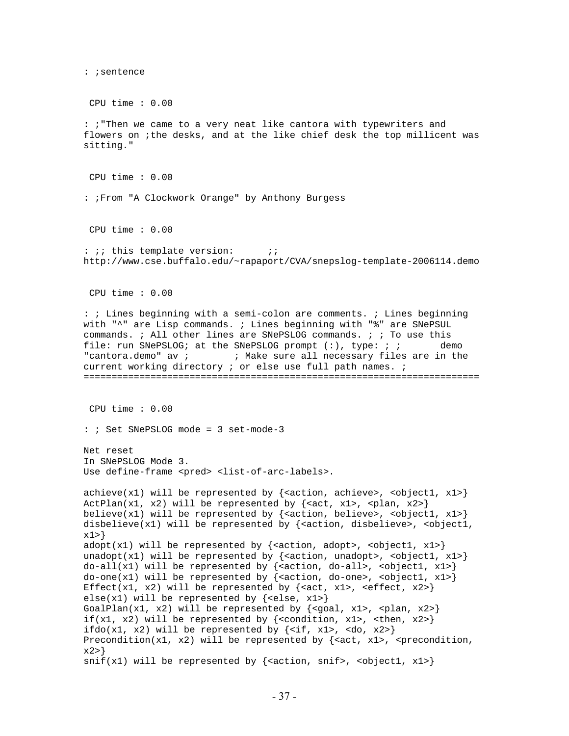```
: ;sentence


 CPU time : 0.00

: ;"Then we came to a very neat like cantora with typewriters and
flowers on ;the desks, and at the like chief desk the top millicent was
sitting."


 CPU time : 0.00

: ;From "A Clockwork Orange" by Anthony Burgess


 CPU time : 0.00

: ;; this template version:      ;;
http://www.cse.buffalo.edu/~rapaport/CVA/snepslog-template-2006114.demo


 CPU time : 0.00

: ; Lines beginning with a semi-colon are comments. ; Lines beginning
with "^" are Lisp commands. ; Lines beginning with "%" are SNePSUL
commands. ; All other lines are SNePSLOG commands. ; ; To use this
file: run SNePSLOG; at the SNePSLOG prompt (:), type: ; ;       demo
"cantora.demo" av ;        ; Make sure all necessary files are in the
current working directory ; or else use full path names. ;
=======================================================================


 CPU time : 0.00

: ; Set SNePSLOG mode = 3 set-mode-3

Net reset
In SNePSLOG Mode 3.
Use define-frame <pred> <list-of-arc-labels>.

achieve(x1) will be represented by {<action, achieve>, <object1, x1>}
ActPlan(x1, x2) will be represented by {<act, x1>, <plan, x2>}
believe(x1) will be represented by {<action, believe>, <object1, x1>}
disbelieve(x1) will be represented by {<action, disbelieve>, <object1,
x1>}
adopt(x1) will be represented by {<action, adopt>, <object1, x1>}
unadopt(x1) will be represented by {<action, unadopt>, <object1, x1>}
do-all(x1) will be represented by {<action, do-all>, <object1, x1>}
do-one(x1) will be represented by {<action, do-one>, <object1, x1>}
Effect(x1, x2) will be represented by {<act, x1>, <effect, x2>}
else(x1) will be represented by {<else, x1>}
GoalPlan(x1, x2) will be represented by {<goal, x1>, <plan, x2>}
if(x1, x2) will be represented by {<condition, x1>, <then, x2>}
ifdo(x1, x2) will be represented by {<if, x1>, <do, x2>}
Precondition(x1, x2) will be represented by {<act, x1>, <precondition,
x2>}
snif(x1) will be represented by {<action, snif>, <object1, x1>}
```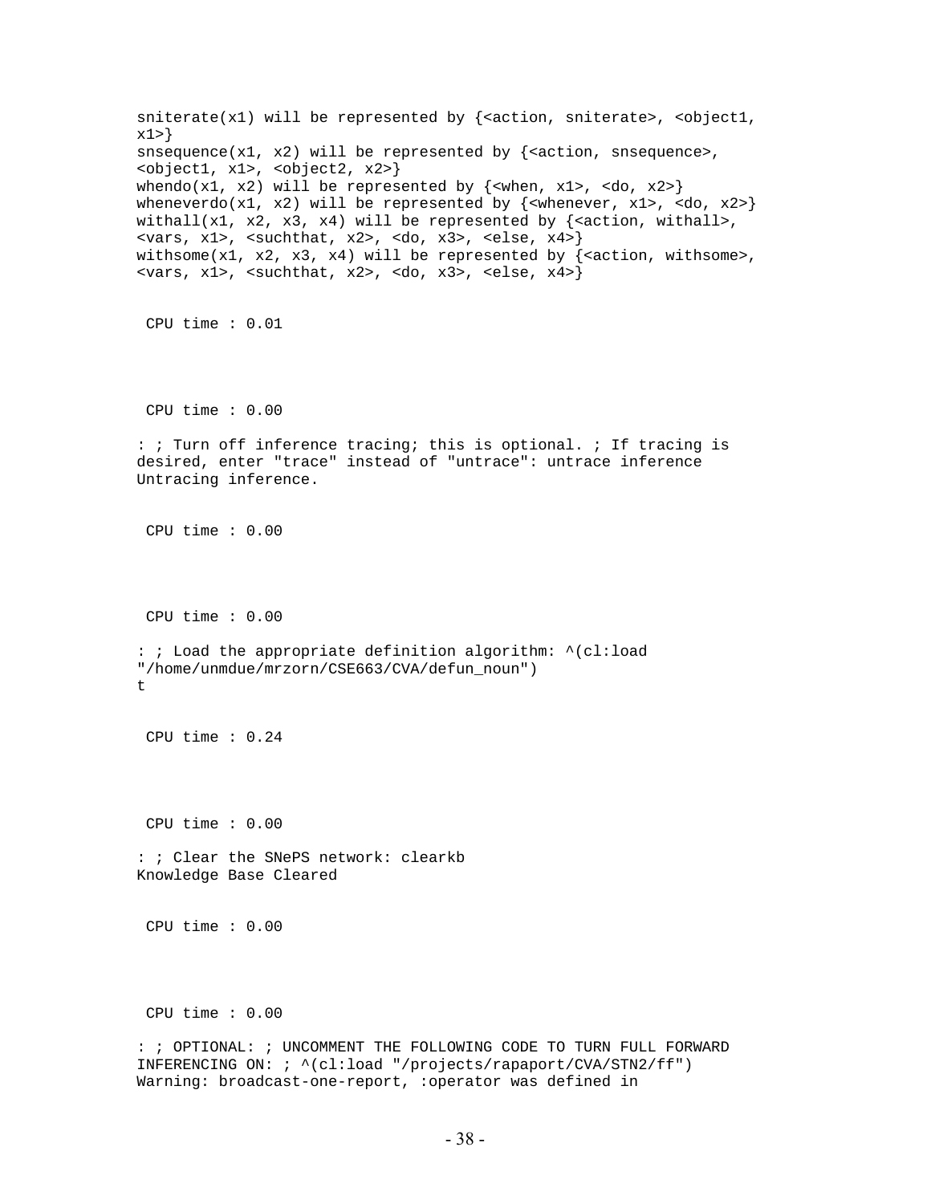```
sniterate(x1) will be represented by {<action, sniterate>, <object1,
x1>}
snsequence(x1, x2) will be represented by {<action, snsequence>,
<object1, x1>, <object2, x2>}
whendo(x1, x2) will be represented by {<when, x1>, <do, x2>}
wheneverdo(x1, x2) will be represented by {<whenever, x1>, <do, x2>}
withall(x1, x2, x3, x4) will be represented by {<action, withall>,
<vars, x1>, <suchthat, x2>, <do, x3>, <else, x4>}
withsome(x1, x2, x3, x4) will be represented by {<action, withsome>,
<vars, x1>, <suchthat, x2>, <do, x3>, <else, x4>}


 CPU time : 0.01




 CPU time : 0.00

: ; Turn off inference tracing; this is optional. ; If tracing is
desired, enter "trace" instead of "untrace": untrace inference
Untracing inference.


 CPU time : 0.00




 CPU time : 0.00

: ; Load the appropriate definition algorithm: ^(cl:load
"/home/unmdue/mrzorn/CSE663/CVA/defun_noun")
t


 CPU time : 0.24




 CPU time : 0.00

: ; Clear the SNePS network: clearkb
Knowledge Base Cleared


 CPU time : 0.00




 CPU time : 0.00

: ; OPTIONAL: ; UNCOMMENT THE FOLLOWING CODE TO TURN FULL FORWARD
INFERENCING ON: ; ^(cl:load "/projects/rapaport/CVA/STN2/ff")
Warning: broadcast-one-report, :operator was defined in
```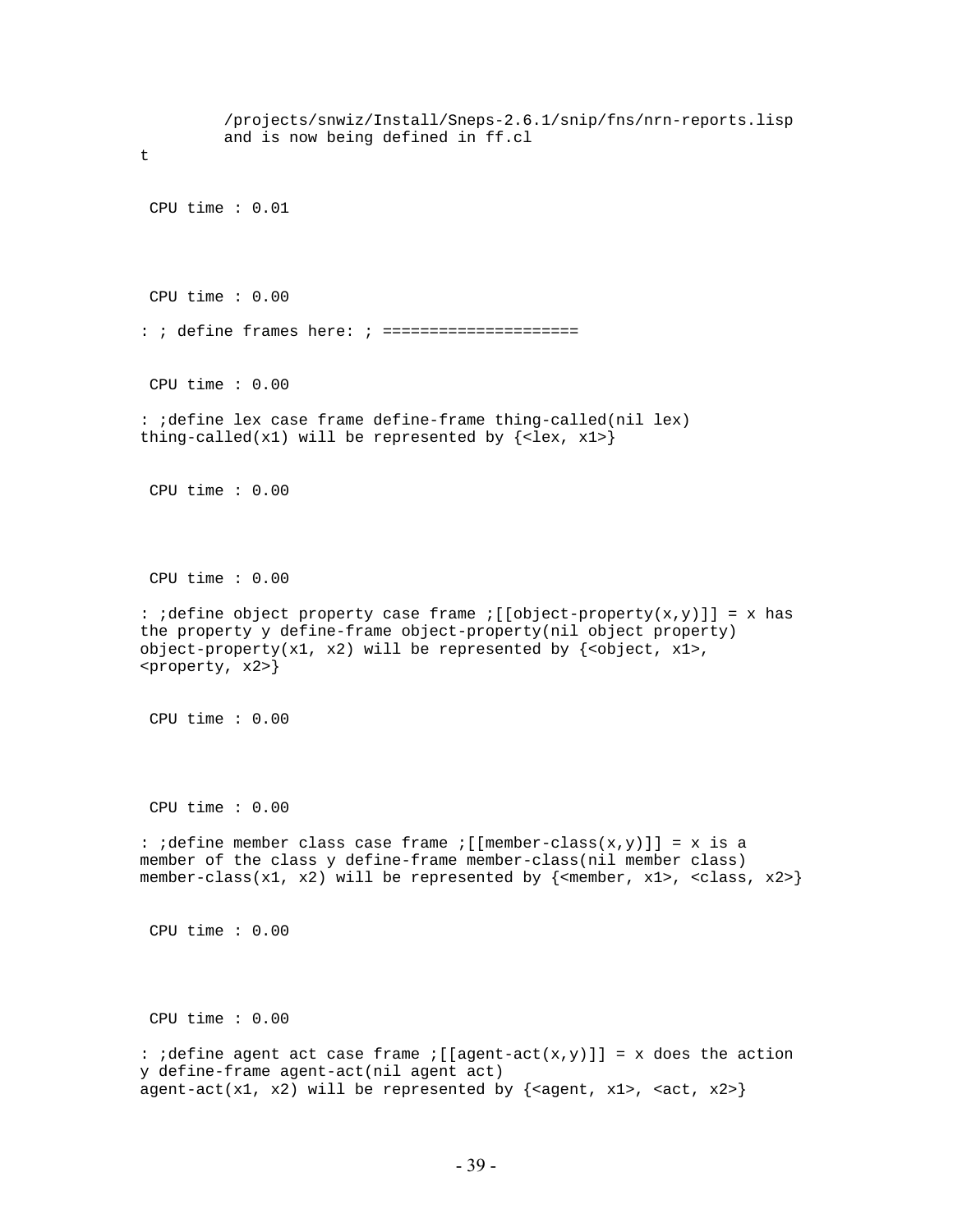```
        /projects/snwiz/Install/Sneps-2.6.1/snip/fns/nrn-reports.lisp
        and is now being defined in ff.cl
t


 CPU time : 0.01




 CPU time : 0.00

: ; define frames here: ; =====================


 CPU time : 0.00

: ;define lex case frame define-frame thing-called(nil lex)
thing-called(x1) will be represented by {<lex, x1>}


 CPU time : 0.00




 CPU time : 0.00

: ;define object property case frame ;[[object-property(x,y)]] = x has
the property y define-frame object-property(nil object property)
object-property(x1, x2) will be represented by {<object, x1>,
<property, x2>}


 CPU time : 0.00




 CPU time : 0.00

: ;define member class case frame ;[[member-class(x,y)]] = x is a
member of the class y define-frame member-class(nil member class)
member-class(x1, x2) will be represented by {<member, x1>, <class, x2>}


 CPU time : 0.00




 CPU time : 0.00

: ;define agent act case frame ;[[agent-act(x,y)]] = x does the action
y define-frame agent-act(nil agent act)
agent-act(x1, x2) will be represented by {<agent, x1>, <act, x2>}
```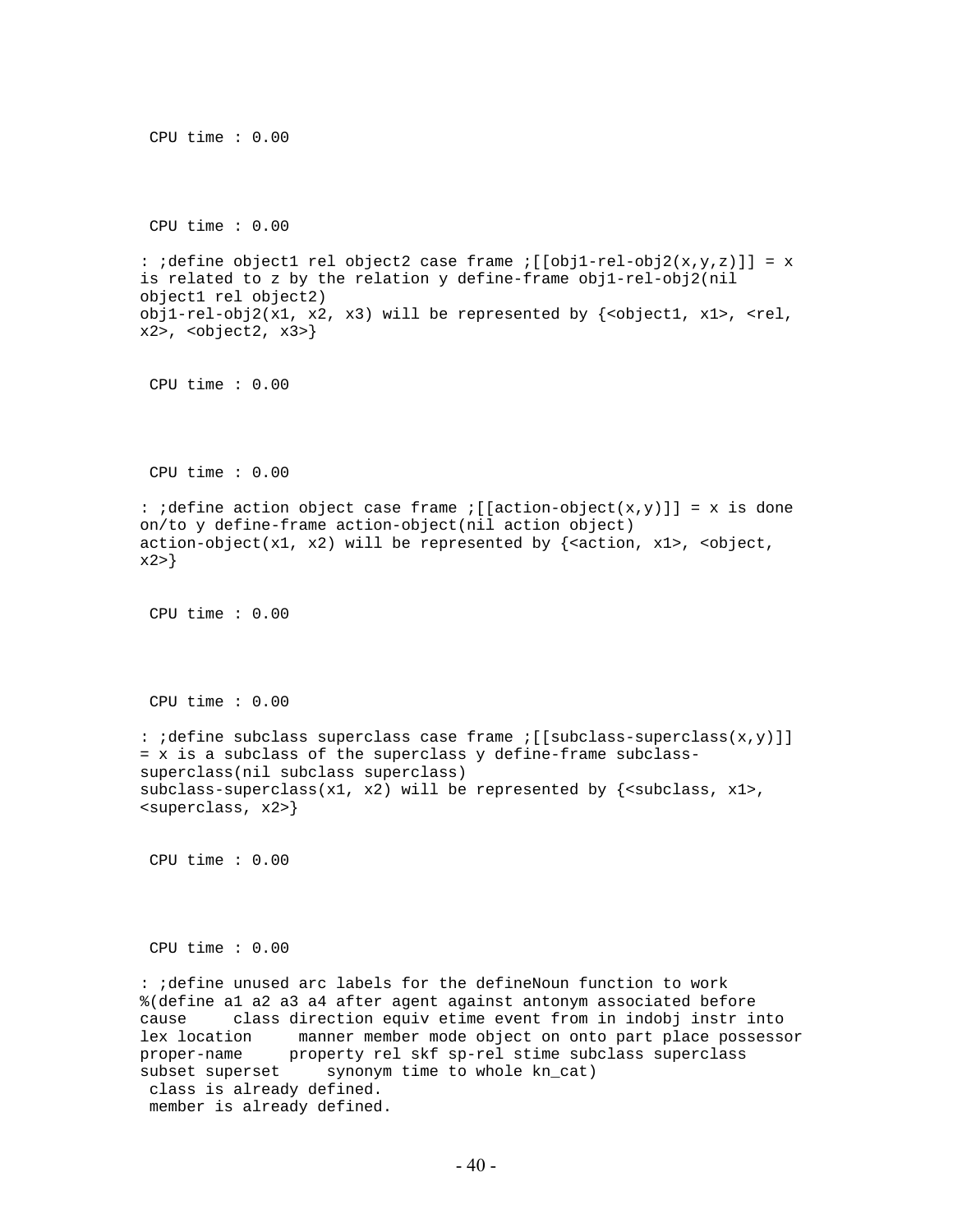```
 CPU time : 0.00



 CPU time : 0.00

: ;define object1 rel object2 case frame ;[[obj1-rel-obj2(x,y,z)]] = x
is related to z by the relation y define-frame obj1-rel-obj2(nil
object1 rel object2)
obj1-rel-obj2(x1, x2, x3) will be represented by {<object1, x1>, <rel,
x2>, <object2, x3>}


 CPU time : 0.00



 CPU time : 0.00

: ;define action object case frame ;[[action-object(x,y)]] = x is done
on/to y define-frame action-object(nil action object)
action-object(x1, x2) will be represented by {<action, x1>, <object,
x2>}


 CPU time : 0.00



 CPU time : 0.00

: ;define subclass superclass case frame ;[[subclass-superclass(x,y)]]
= x is a subclass of the superclass y define-frame subclass-
superclass(nil subclass superclass)
subclass-superclass(x1, x2) will be represented by {<subclass, x1>,
<superclass, x2>}


 CPU time : 0.00



 CPU time : 0.00

: ;define unused arc labels for the defineNoun function to work
%(define a1 a2 a3 a4 after agent against antonym associated before
cause     class direction equiv etime event from in indobj instr into
lex location     manner member mode object on onto part place possessor
proper-name     property rel skf sp-rel stime subclass superclass
subset superset     synonym time to whole kn_cat)
 class is already defined.
 member is already defined.
```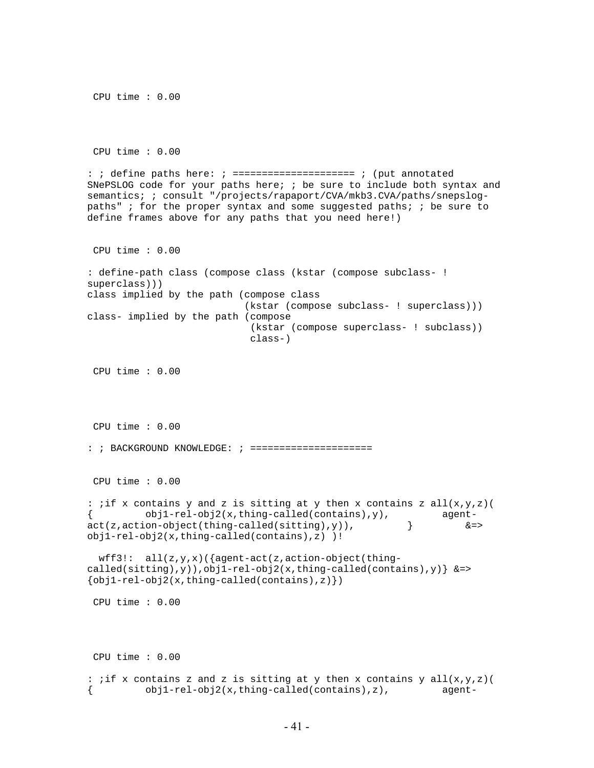```
 CPU time : 0.00



 CPU time : 0.00

: ; define paths here: ; ===================== ; (put annotated
SNePSLOG code for your paths here; ; be sure to include both syntax and
semantics; ; consult "/projects/rapaport/CVA/mkb3.CVA/paths/snepslog-
paths" ; for the proper syntax and some suggested paths; ; be sure to
define frames above for any paths that you need here!)


 CPU time : 0.00

: define-path class (compose class (kstar (compose subclass- !
superclass)))
class implied by the path (compose class
                          (kstar (compose subclass- ! superclass)))
class- implied by the path (compose
                           (kstar (compose superclass- ! subclass))
                           class-)


 CPU time : 0.00



 CPU time : 0.00

: ; BACKGROUND KNOWLEDGE: ; =====================


 CPU time : 0.00

: ;if x contains y and z is sitting at y then x contains z all(x,y,z)(
{         obj1-rel-obj2(x,thing-called(contains),y),         agent-
act(z,action-object(thing-called(sitting),y)),         }         &=>
obj1-rel-obj2(x,thing-called(contains),z) )!

  wff3!:  all(z,y,x)({agent-act(z,action-object(thing-
called(sitting),y)),obj1-rel-obj2(x,thing-called(contains),y)} &=>
{obj1-rel-obj2(x,thing-called(contains),z)})

 CPU time : 0.00



 CPU time : 0.00

: ;if x contains z and z is sitting at y then x contains y all(x,y,z)(
{         obj1-rel-obj2(x,thing-called(contains),z),         agent-
```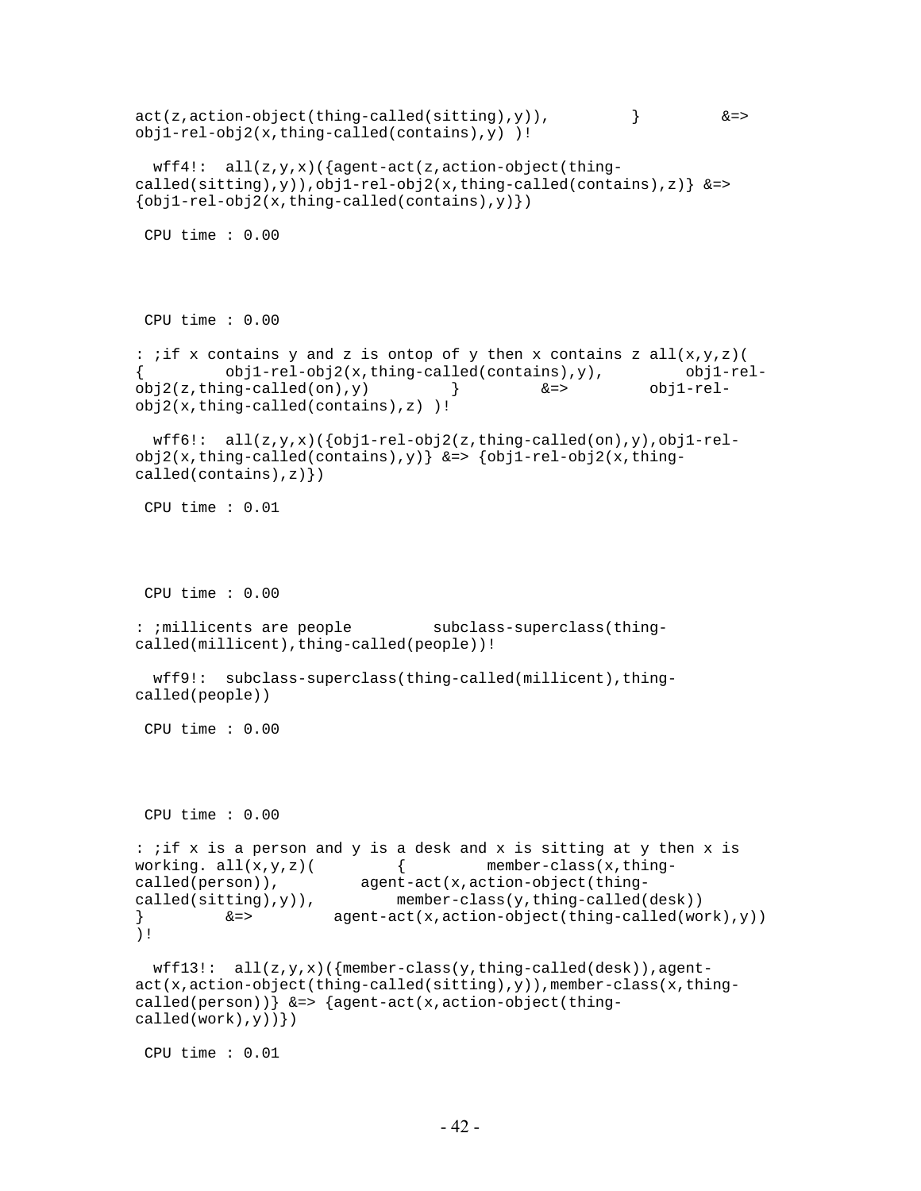```
act(z,action-object(thing-called(sitting),y)),         }         &=>
obj1-rel-obj2(x,thing-called(contains),y) )!

  wff4!:  all(z,y,x)({agent-act(z,action-object(thing-
called(sitting),y)),obj1-rel-obj2(x,thing-called(contains),z)} &=>
{obj1-rel-obj2(x,thing-called(contains),y)})

 CPU time : 0.00




 CPU time : 0.00

: ;if x contains y and z is ontop of y then x contains z all(x,y,z)(
{        obj1-rel-obj2(x,thing-called(contains),y),         obj1-rel-
obj2(z,thing-called(on),y)         }         &=>         obj1-rel-
obj2(x,thing-called(contains),z) )!

  wff6!:  all(z,y,x)({obj1-rel-obj2(z,thing-called(on),y),obj1-rel-
obj2(x,thing-called(contains),y)} &=> {obj1-rel-obj2(x,thing-
called(contains),z)})

 CPU time : 0.01




 CPU time : 0.00

: ;millicents are people         subclass-superclass(thing-
called(millicent),thing-called(people))!

  wff9!:  subclass-superclass(thing-called(millicent),thing-
called(people))

 CPU time : 0.00




 CPU time : 0.00

: ;if x is a person and y is a desk and x is sitting at y then x is
working. all(x,y,z)(         {         member-class(x,thing-
called(person)),         agent-act(x,action-object(thing-
called(sitting),y)),         member-class(y,thing-called(desk))
}         &=>         agent-act(x,action-object(thing-called(work),y))
)!

  wff13!:  all(z,y,x)({member-class(y,thing-called(desk)),agent-
act(x,action-object(thing-called(sitting),y)),member-class(x,thing-
called(person))} &=> {agent-act(x,action-object(thing-
called(work),y))})

 CPU time : 0.01
```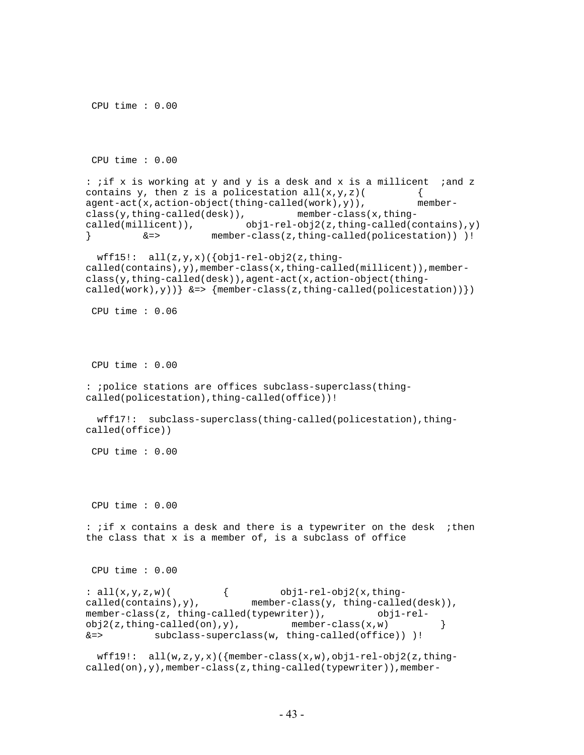```
 CPU time : 0.00



 CPU time : 0.00

: ;if x is working at y and y is a desk and x is a millicent  ;and z
contains y, then z is a policestation all(x,y,z)(         {
agent-act(x,action-object(thing-called(work),y)),         member-
class(y,thing-called(desk)),         member-class(x,thing-
called(millicent)),         obj1-rel-obj2(z,thing-called(contains),y)
}         &=>         member-class(z,thing-called(policestation)) )!

  wff15!:  all(z,y,x)({obj1-rel-obj2(z,thing-
called(contains),y),member-class(x,thing-called(millicent)),member-
class(y,thing-called(desk)),agent-act(x,action-object(thing-
called(work),y))} &=> {member-class(z,thing-called(policestation))})

 CPU time : 0.06



 CPU time : 0.00

: ;police stations are offices subclass-superclass(thing-
called(policestation),thing-called(office))!

  wff17!:  subclass-superclass(thing-called(policestation),thing-
called(office))

 CPU time : 0.00



 CPU time : 0.00

: ;if x contains a desk and there is a typewriter on the desk  ;then
the class that x is a member of, is a subclass of office


 CPU time : 0.00

: all(x,y,z,w)(         {         obj1-rel-obj2(x,thing-
called(contains),y),         member-class(y, thing-called(desk)),
member-class(z, thing-called(typewriter)),         obj1-rel-
obj2(z,thing-called(on),y),         member-class(x,w)         }
&=>         subclass-superclass(w, thing-called(office)) )!

  wff19!:  all(w,z,y,x)({member-class(x,w),obj1-rel-obj2(z,thing-
called(on),y),member-class(z,thing-called(typewriter)),member-
```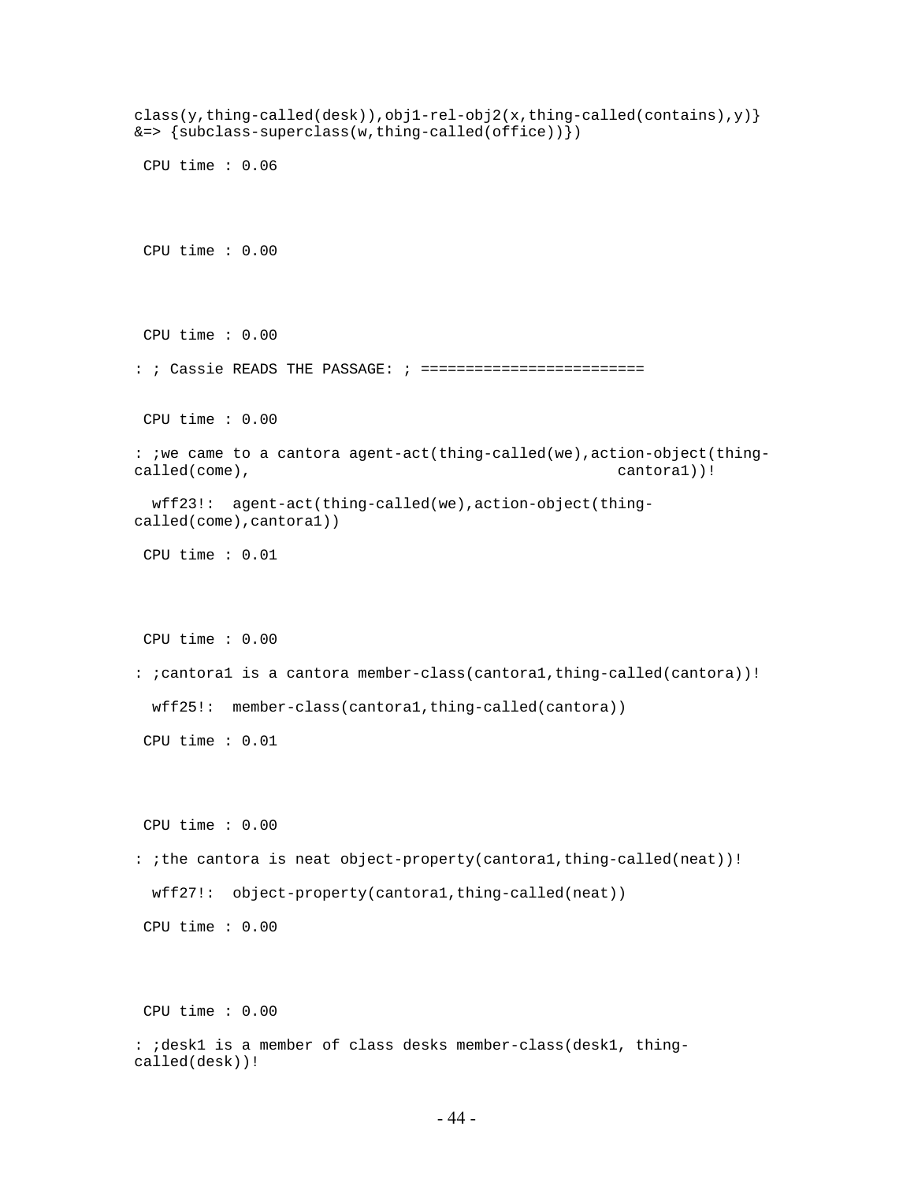```
class(y,thing-called(desk)),obj1-rel-obj2(x,thing-called(contains),y)}
&=> {subclass-superclass(w,thing-called(office))}})

 CPU time : 0.06



 CPU time : 0.00



 CPU time : 0.00

: ; Cassie READS THE PASSAGE: ; ========================


 CPU time : 0.00

: ;we came to a cantora agent-act(thing-called(we),action-object(thing-
called(come),                                          cantora1))!

  wff23!:  agent-act(thing-called(we),action-object(thing-
called(come),cantora1))

 CPU time : 0.01



 CPU time : 0.00

: ;cantora1 is a cantora member-class(cantora1,thing-called(cantora))!

  wff25!:  member-class(cantora1,thing-called(cantora))

 CPU time : 0.01



 CPU time : 0.00

: ;the cantora is neat object-property(cantora1,thing-called(neat))!

  wff27!:  object-property(cantora1,thing-called(neat))

 CPU time : 0.00



 CPU time : 0.00

: ;desk1 is a member of class desks member-class(desk1, thing-
called(desk))!
```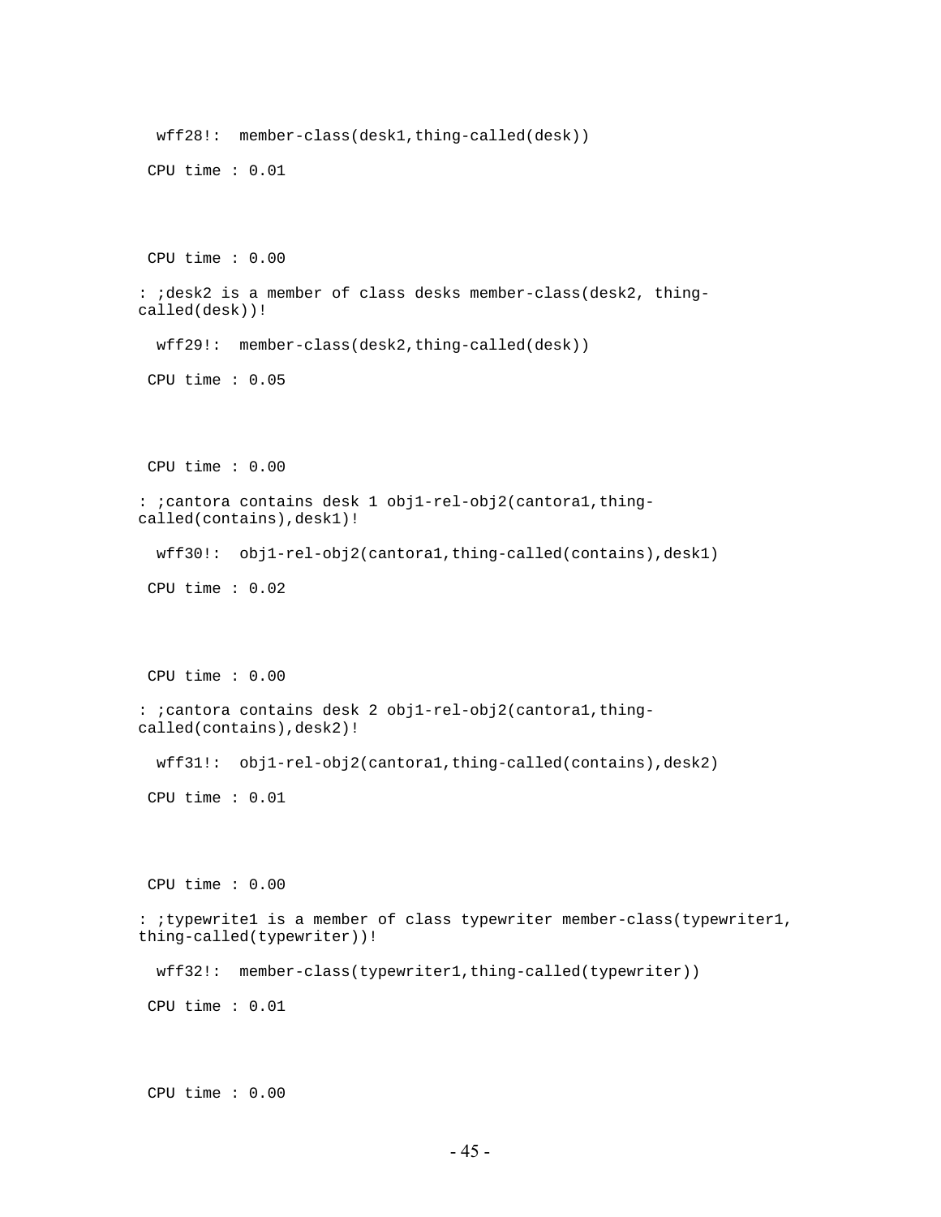```
  wff28!:  member-class(desk1,thing-called(desk))

 CPU time : 0.01



 CPU time : 0.00

: ;desk2 is a member of class desks member-class(desk2, thing-
called(desk))!

  wff29!:  member-class(desk2,thing-called(desk))

 CPU time : 0.05



 CPU time : 0.00

: ;cantora contains desk 1 obj1-rel-obj2(cantora1,thing-
called(contains),desk1)!

  wff30!:  obj1-rel-obj2(cantora1,thing-called(contains),desk1)

 CPU time : 0.02



 CPU time : 0.00

: ;cantora contains desk 2 obj1-rel-obj2(cantora1,thing-
called(contains),desk2)!

  wff31!:  obj1-rel-obj2(cantora1,thing-called(contains),desk2)

 CPU time : 0.01



 CPU time : 0.00

: ;typewrite1 is a member of class typewriter member-class(typewriter1,
thing-called(typewriter))!

  wff32!:  member-class(typewriter1,thing-called(typewriter))

 CPU time : 0.01



 CPU time : 0.00
```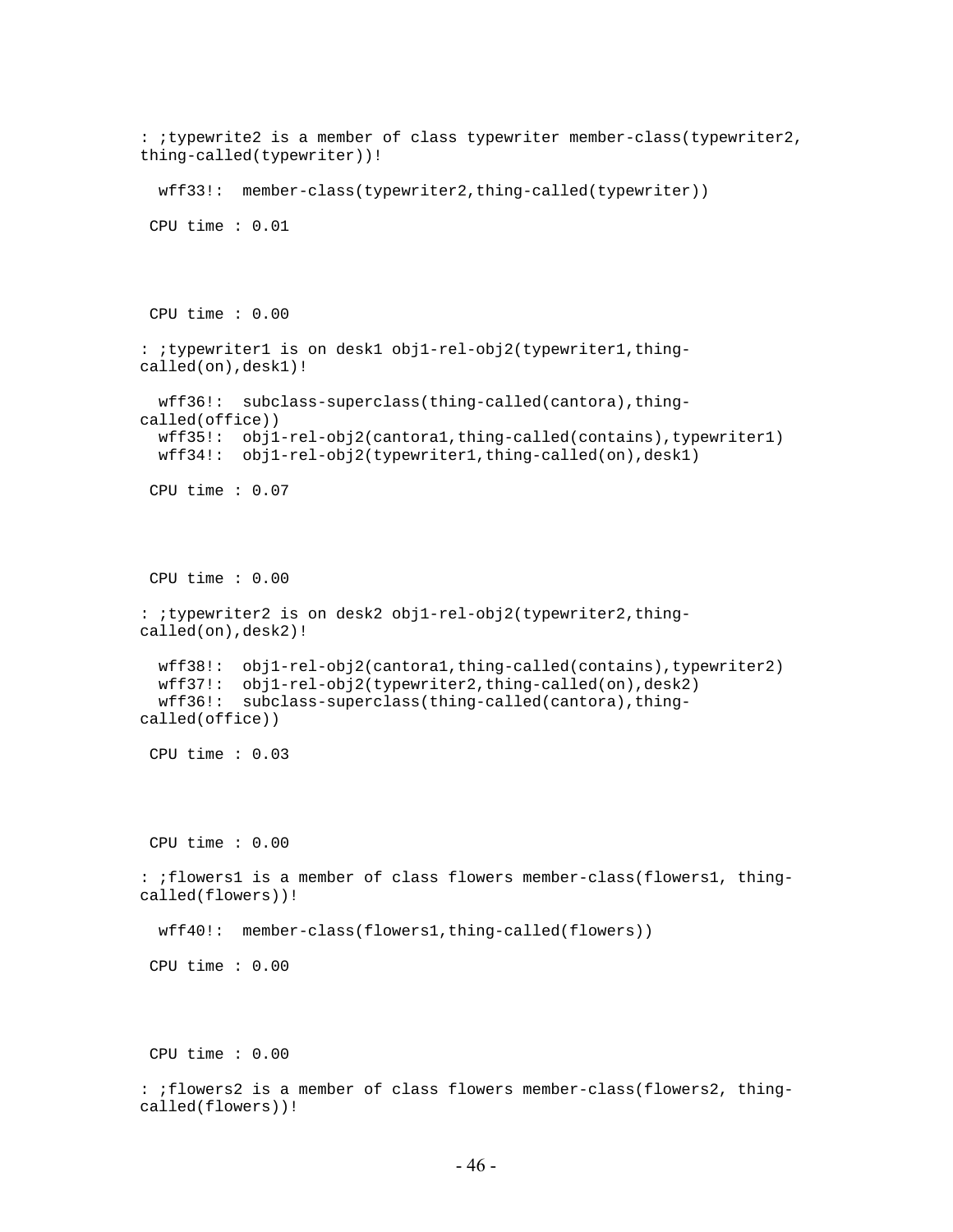```
: ;typewrite2 is a member of class typewriter member-class(typewriter2,
thing-called(typewriter))!

  wff33!:  member-class(typewriter2,thing-called(typewriter))

 CPU time : 0.01




 CPU time : 0.00

: ;typewriter1 is on desk1 obj1-rel-obj2(typewriter1,thing-
called(on),desk1)!

  wff36!:  subclass-superclass(thing-called(cantora),thing-
called(office))
  wff35!:  obj1-rel-obj2(cantora1,thing-called(contains),typewriter1)
  wff34!:  obj1-rel-obj2(typewriter1,thing-called(on),desk1)

 CPU time : 0.07




 CPU time : 0.00

: ;typewriter2 is on desk2 obj1-rel-obj2(typewriter2,thing-
called(on),desk2)!

  wff38!:  obj1-rel-obj2(cantora1,thing-called(contains),typewriter2)
  wff37!:  obj1-rel-obj2(typewriter2,thing-called(on),desk2)
  wff36!:  subclass-superclass(thing-called(cantora),thing-
called(office))

 CPU time : 0.03




 CPU time : 0.00

: ;flowers1 is a member of class flowers member-class(flowers1, thing-
called(flowers))!

  wff40!:  member-class(flowers1,thing-called(flowers))

 CPU time : 0.00




 CPU time : 0.00

: ;flowers2 is a member of class flowers member-class(flowers2, thing-
called(flowers))!
```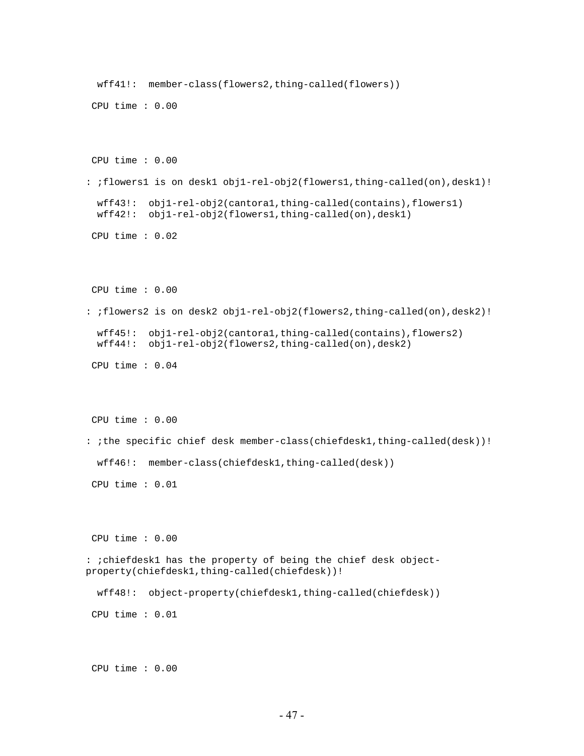```
  wff41!:  member-class(flowers2,thing-called(flowers))

 CPU time : 0.00



 CPU time : 0.00

: ;flowers1 is on desk1 obj1-rel-obj2(flowers1,thing-called(on),desk1)!

  wff43!:  obj1-rel-obj2(cantora1,thing-called(contains),flowers1)
  wff42!:  obj1-rel-obj2(flowers1,thing-called(on),desk1)

 CPU time : 0.02



 CPU time : 0.00

: ;flowers2 is on desk2 obj1-rel-obj2(flowers2,thing-called(on),desk2)!

  wff45!:  obj1-rel-obj2(cantora1,thing-called(contains),flowers2)
  wff44!:  obj1-rel-obj2(flowers2,thing-called(on),desk2)

 CPU time : 0.04



 CPU time : 0.00

: ;the specific chief desk member-class(chiefdesk1,thing-called(desk))!

  wff46!:  member-class(chiefdesk1,thing-called(desk))

 CPU time : 0.01



 CPU time : 0.00

: ;chiefdesk1 has the property of being the chief desk object-
property(chiefdesk1,thing-called(chiefdesk))!

  wff48!:  object-property(chiefdesk1,thing-called(chiefdesk))

 CPU time : 0.01



 CPU time : 0.00
```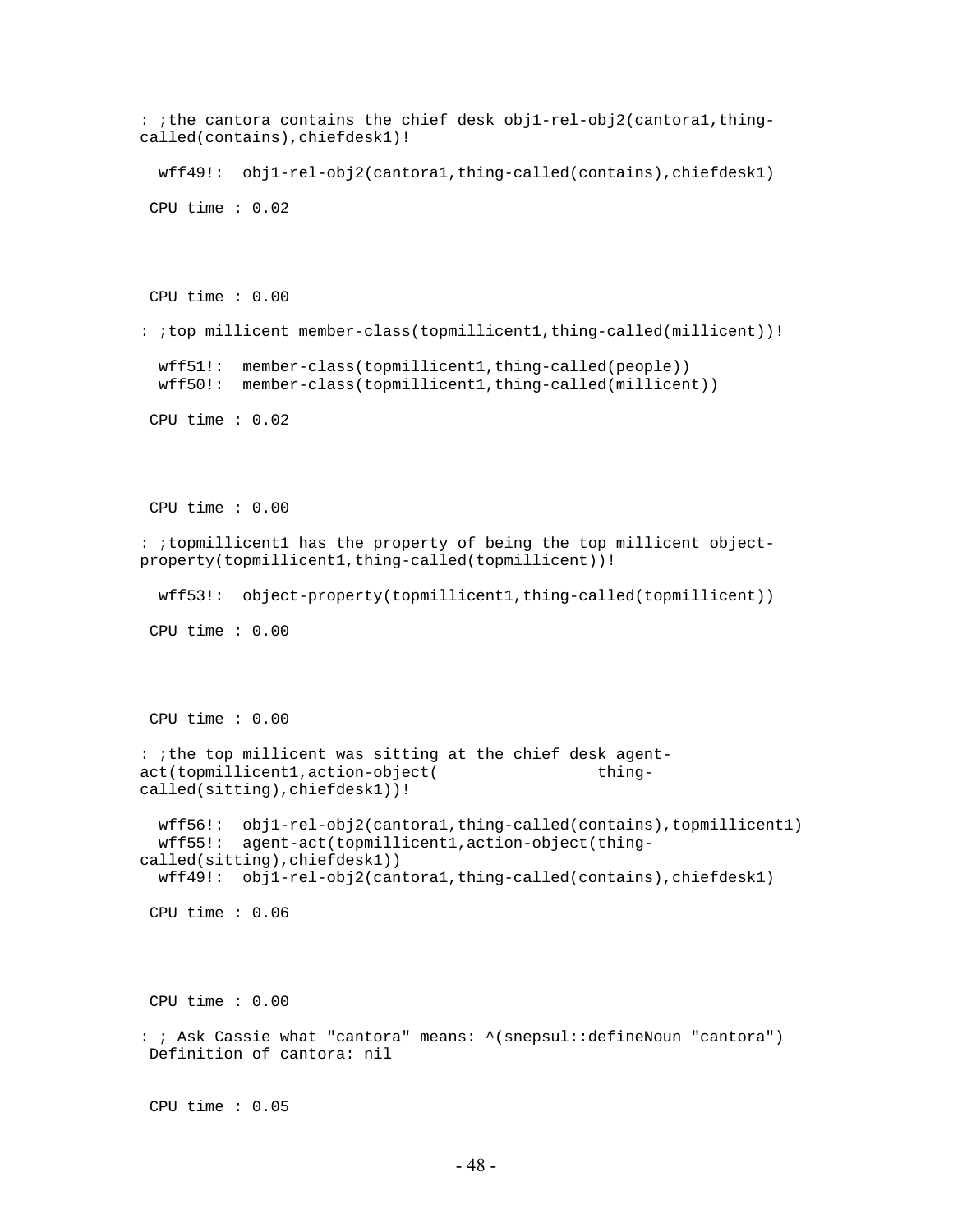```
: ;the cantora contains the chief desk obj1-rel-obj2(cantora1,thing-
called(contains),chiefdesk1)!

  wff49!:  obj1-rel-obj2(cantora1,thing-called(contains),chiefdesk1)

 CPU time : 0.02




 CPU time : 0.00

: ;top millicent member-class(topmillicent1,thing-called(millicent))!

  wff51!:  member-class(topmillicent1,thing-called(people))
  wff50!:  member-class(topmillicent1,thing-called(millicent))

 CPU time : 0.02




 CPU time : 0.00

: ;topmillicent1 has the property of being the top millicent object-
property(topmillicent1,thing-called(topmillicent))!

  wff53!:  object-property(topmillicent1,thing-called(topmillicent))

 CPU time : 0.00




 CPU time : 0.00

: ;the top millicent was sitting at the chief desk agent-
act(topmillicent1,action-object(                 thing-
called(sitting),chiefdesk1))!

  wff56!:  obj1-rel-obj2(cantora1,thing-called(contains),topmillicent1)
  wff55!:  agent-act(topmillicent1,action-object(thing-
called(sitting),chiefdesk1))
  wff49!:  obj1-rel-obj2(cantora1,thing-called(contains),chiefdesk1)

 CPU time : 0.06




 CPU time : 0.00

: ; Ask Cassie what "cantora" means: ^(snepsul::defineNoun "cantora")
 Definition of cantora: nil


 CPU time : 0.05
```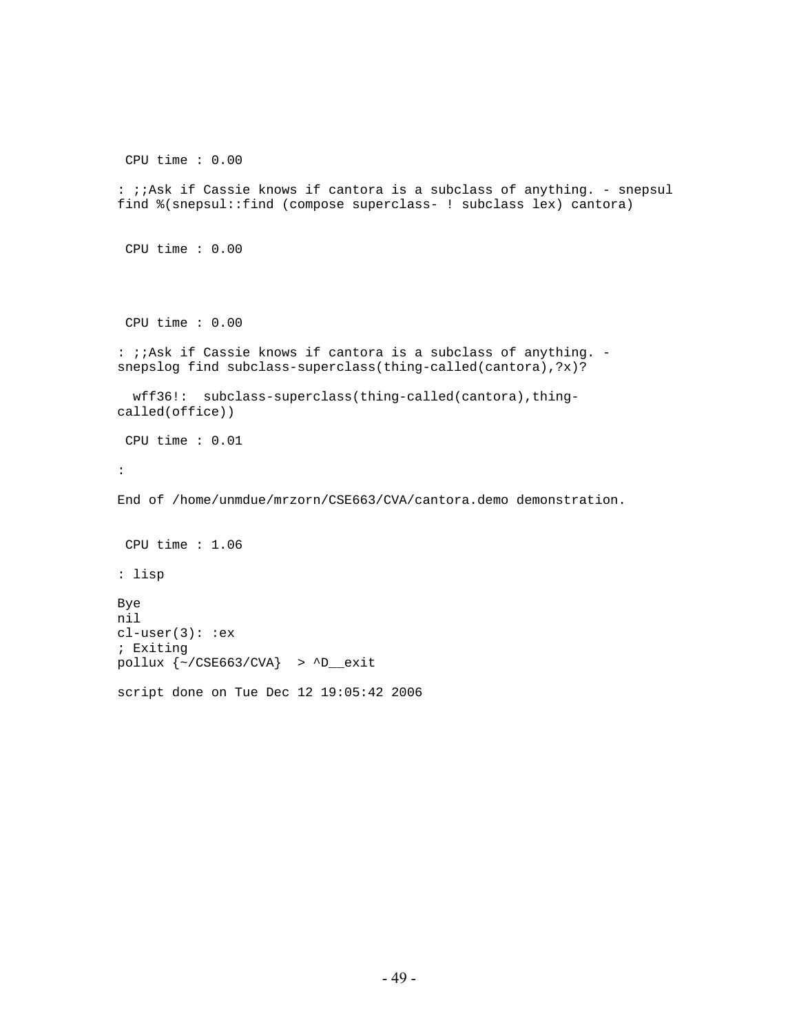```
 CPU time : 0.00

: ;;Ask if Cassie knows if cantora is a subclass of anything. - snepsul
find %(snepsul::find (compose superclass- ! subclass lex) cantora)


 CPU time : 0.00




 CPU time : 0.00

: ;;Ask if Cassie knows if cantora is a subclass of anything. -
snepslog find subclass-superclass(thing-called(cantora),?x)?

  wff36!:  subclass-superclass(thing-called(cantora),thing-
called(office))

 CPU time : 0.01

:

End of /home/unmdue/mrzorn/CSE663/CVA/cantora.demo demonstration.


 CPU time : 1.06

: lisp

Bye
nil
cl-user(3): :ex
; Exiting
pollux {~/CSE663/CVA}  > ^D__exit

script done on Tue Dec 12 19:05:42 2006
```